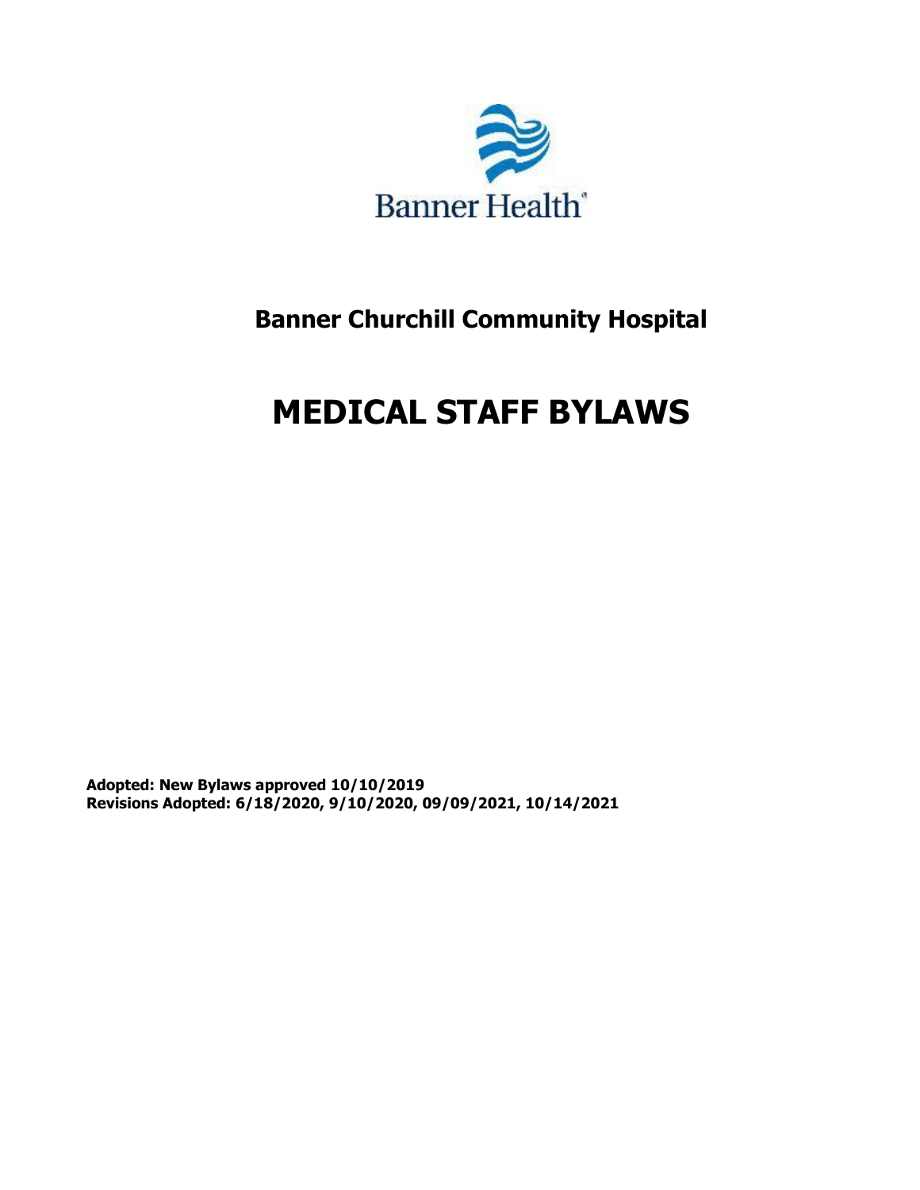Banner Health

## Banner Churchill Community Hospital

# MEDICAL STAFF BYLAWS

**Adopted: New Bylaws approved 10/10/2019**
**Revisions Adopted: 6/18/2020, 9/10/2020, 09/09/2021, 10/14/2021**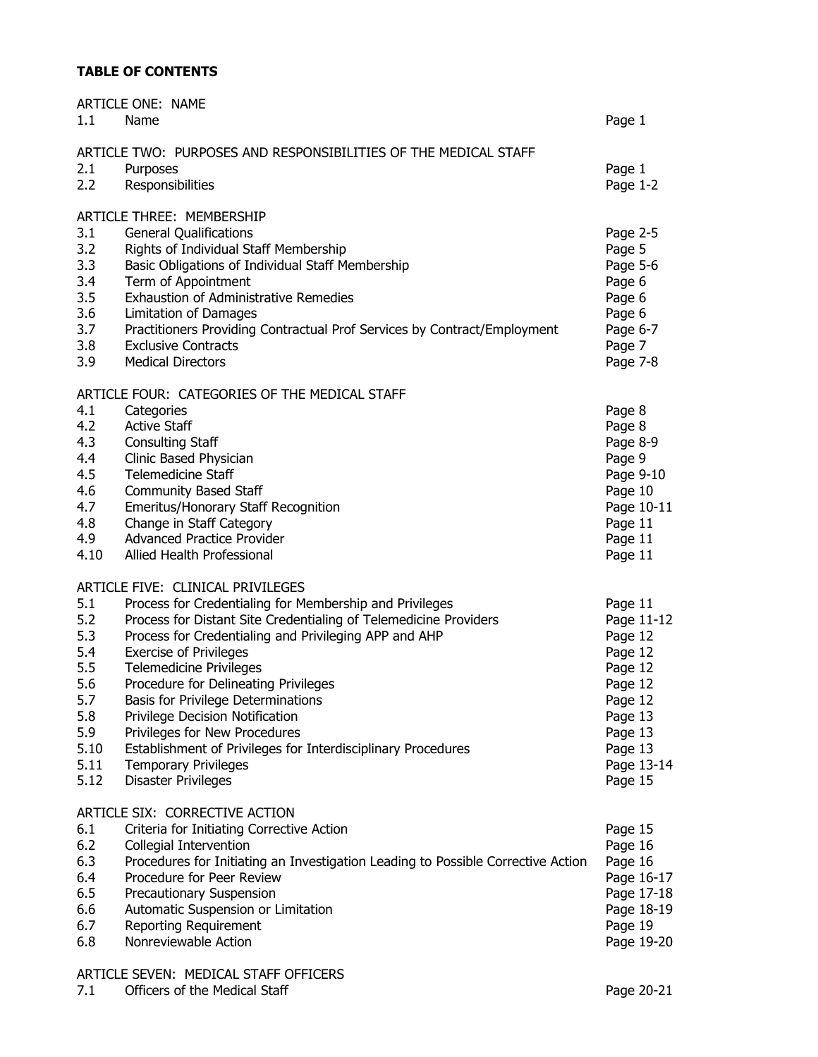**TABLE OF CONTENTS**

| | | |
|---|---|---|
| ARTICLE ONE: NAME | | |
| 1.1 | Name | Page 1 |
| ARTICLE TWO: PURPOSES AND RESPONSIBILITIES OF THE MEDICAL STAFF | | |
| 2.1 | Purposes | Page 1 |
| 2.2 | Responsibilities | Page 1-2 |
| ARTICLE THREE: MEMBERSHIP | | |
| 3.1 | General Qualifications | Page 2-5 |
| 3.2 | Rights of Individual Staff Membership | Page 5 |
| 3.3 | Basic Obligations of Individual Staff Membership | Page 5-6 |
| 3.4 | Term of Appointment | Page 6 |
| 3.5 | Exhaustion of Administrative Remedies | Page 6 |
| 3.6 | Limitation of Damages | Page 6 |
| 3.7 | Practitioners Providing Contractual Prof Services by Contract/Employment | Page 6-7 |
| 3.8 | Exclusive Contracts | Page 7 |
| 3.9 | Medical Directors | Page 7-8 |
| ARTICLE FOUR: CATEGORIES OF THE MEDICAL STAFF | | |
| 4.1 | Categories | Page 8 |
| 4.2 | Active Staff | Page 8 |
| 4.3 | Consulting Staff | Page 8-9 |
| 4.4 | Clinic Based Physician | Page 9 |
| 4.5 | Telemedicine Staff | Page 9-10 |
| 4.6 | Community Based Staff | Page 10 |
| 4.7 | Emeritus/Honorary Staff Recognition | Page 10-11 |
| 4.8 | Change in Staff Category | Page 11 |
| 4.9 | Advanced Practice Provider | Page 11 |
| 4.10 | Allied Health Professional | Page 11 |
| ARTICLE FIVE: CLINICAL PRIVILEGES | | |
| 5.1 | Process for Credentialing for Membership and Privileges | Page 11 |
| 5.2 | Process for Distant Site Credentialing of Telemedicine Providers | Page 11-12 |
| 5.3 | Process for Credentialing and Privileging APP and AHP | Page 12 |
| 5.4 | Exercise of Privileges | Page 12 |
| 5.5 | Telemedicine Privileges | Page 12 |
| 5.6 | Procedure for Delineating Privileges | Page 12 |
| 5.7 | Basis for Privilege Determinations | Page 12 |
| 5.8 | Privilege Decision Notification | Page 13 |
| 5.9 | Privileges for New Procedures | Page 13 |
| 5.10 | Establishment of Privileges for Interdisciplinary Procedures | Page 13 |
| 5.11 | Temporary Privileges | Page 13-14 |
| 5.12 | Disaster Privileges | Page 15 |
| ARTICLE SIX: CORRECTIVE ACTION | | |
| 6.1 | Criteria for Initiating Corrective Action | Page 15 |
| 6.2 | Collegial Intervention | Page 16 |
| 6.3 | Procedures for Initiating an Investigation Leading to Possible Corrective Action | Page 16 |
| 6.4 | Procedure for Peer Review | Page 16-17 |
| 6.5 | Precautionary Suspension | Page 17-18 |
| 6.6 | Automatic Suspension or Limitation | Page 18-19 |
| 6.7 | Reporting Requirement | Page 19 |
| 6.8 | Nonreviewable Action | Page 19-20 |
| ARTICLE SEVEN: MEDICAL STAFF OFFICERS | | |
| 7.1 | Officers of the Medical Staff | Page 20-21 |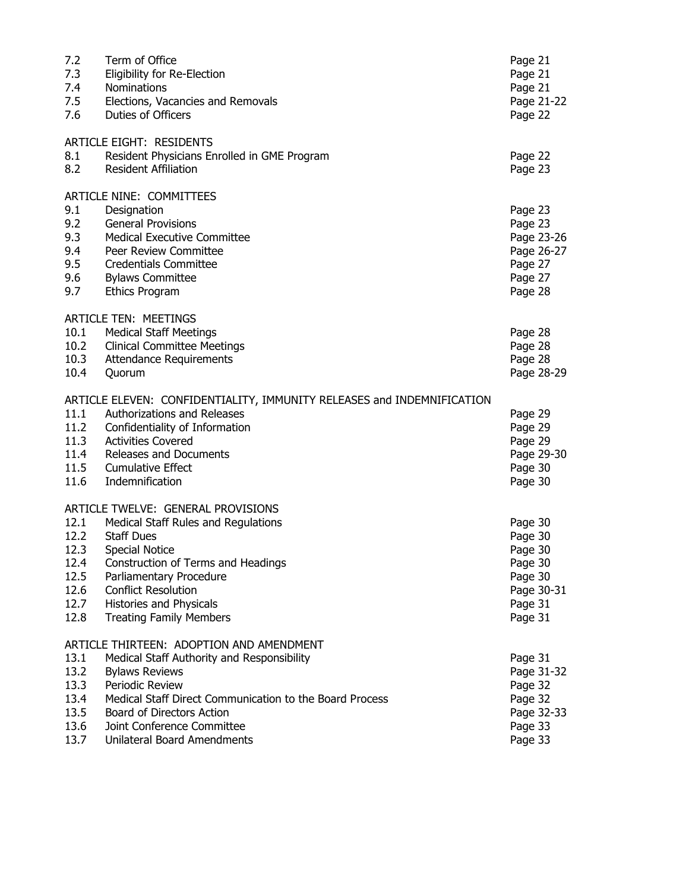| | | |
|---|---|---|
| 7.2 | Term of Office | Page 21 |
| 7.3 | Eligibility for Re-Election | Page 21 |
| 7.4 | Nominations | Page 21 |
| 7.5 | Elections, Vacancies and Removals | Page 21-22 |
| 7.6 | Duties of Officers | Page 22 |
| | **ARTICLE EIGHT: RESIDENTS** | |
| 8.1 | Resident Physicians Enrolled in GME Program | Page 22 |
| 8.2 | Resident Affiliation | Page 23 |
| | **ARTICLE NINE: COMMITTEES** | |
| 9.1 | Designation | Page 23 |
| 9.2 | General Provisions | Page 23 |
| 9.3 | Medical Executive Committee | Page 23-26 |
| 9.4 | Peer Review Committee | Page 26-27 |
| 9.5 | Credentials Committee | Page 27 |
| 9.6 | Bylaws Committee | Page 27 |
| 9.7 | Ethics Program | Page 28 |
| | **ARTICLE TEN: MEETINGS** | |
| 10.1 | Medical Staff Meetings | Page 28 |
| 10.2 | Clinical Committee Meetings | Page 28 |
| 10.3 | Attendance Requirements | Page 28 |
| 10.4 | Quorum | Page 28-29 |
| | **ARTICLE ELEVEN: CONFIDENTIALITY, IMMUNITY RELEASES and INDEMNIFICATION** | |
| 11.1 | Authorizations and Releases | Page 29 |
| 11.2 | Confidentiality of Information | Page 29 |
| 11.3 | Activities Covered | Page 29 |
| 11.4 | Releases and Documents | Page 29-30 |
| 11.5 | Cumulative Effect | Page 30 |
| 11.6 | Indemnification | Page 30 |
| | **ARTICLE TWELVE: GENERAL PROVISIONS** | |
| 12.1 | Medical Staff Rules and Regulations | Page 30 |
| 12.2 | Staff Dues | Page 30 |
| 12.3 | Special Notice | Page 30 |
| 12.4 | Construction of Terms and Headings | Page 30 |
| 12.5 | Parliamentary Procedure | Page 30 |
| 12.6 | Conflict Resolution | Page 30-31 |
| 12.7 | Histories and Physicals | Page 31 |
| 12.8 | Treating Family Members | Page 31 |
| | **ARTICLE THIRTEEN: ADOPTION AND AMENDMENT** | |
| 13.1 | Medical Staff Authority and Responsibility | Page 31 |
| 13.2 | Bylaws Reviews | Page 31-32 |
| 13.3 | Periodic Review | Page 32 |
| 13.4 | Medical Staff Direct Communication to the Board Process | Page 32 |
| 13.5 | Board of Directors Action | Page 32-33 |
| 13.6 | Joint Conference Committee | Page 33 |
| 13.7 | Unilateral Board Amendments | Page 33 |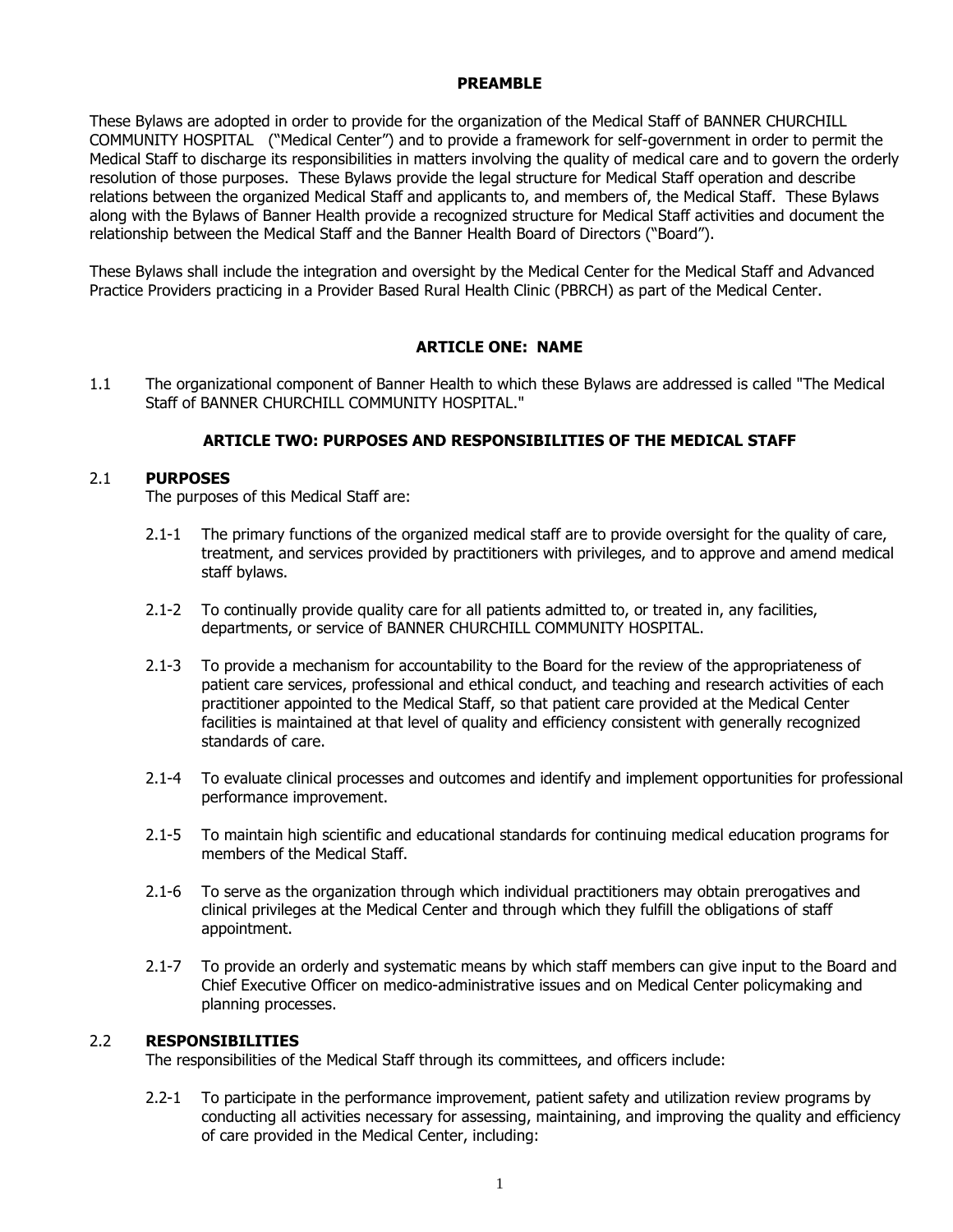## PREAMBLE

These Bylaws are adopted in order to provide for the organization of the Medical Staff of BANNER CHURCHILL COMMUNITY HOSPITAL ("Medical Center") and to provide a framework for self-government in order to permit the Medical Staff to discharge its responsibilities in matters involving the quality of medical care and to govern the orderly resolution of those purposes. These Bylaws provide the legal structure for Medical Staff operation and describe relations between the organized Medical Staff and applicants to, and members of, the Medical Staff. These Bylaws along with the Bylaws of Banner Health provide a recognized structure for Medical Staff activities and document the relationship between the Medical Staff and the Banner Health Board of Directors ("Board").

These Bylaws shall include the integration and oversight by the Medical Center for the Medical Staff and Advanced Practice Providers practicing in a Provider Based Rural Health Clinic (PBRCH) as part of the Medical Center.

## ARTICLE ONE: NAME

1.1 The organizational component of Banner Health to which these Bylaws are addressed is called "The Medical Staff of BANNER CHURCHILL COMMUNITY HOSPITAL."

## ARTICLE TWO: PURPOSES AND RESPONSIBILITIES OF THE MEDICAL STAFF

### 2.1 PURPOSES

The purposes of this Medical Staff are:

2.1-1 The primary functions of the organized medical staff are to provide oversight for the quality of care, treatment, and services provided by practitioners with privileges, and to approve and amend medical staff bylaws.

2.1-2 To continually provide quality care for all patients admitted to, or treated in, any facilities, departments, or service of BANNER CHURCHILL COMMUNITY HOSPITAL.

2.1-3 To provide a mechanism for accountability to the Board for the review of the appropriateness of patient care services, professional and ethical conduct, and teaching and research activities of each practitioner appointed to the Medical Staff, so that patient care provided at the Medical Center facilities is maintained at that level of quality and efficiency consistent with generally recognized standards of care.

2.1-4 To evaluate clinical processes and outcomes and identify and implement opportunities for professional performance improvement.

2.1-5 To maintain high scientific and educational standards for continuing medical education programs for members of the Medical Staff.

2.1-6 To serve as the organization through which individual practitioners may obtain prerogatives and clinical privileges at the Medical Center and through which they fulfill the obligations of staff appointment.

2.1-7 To provide an orderly and systematic means by which staff members can give input to the Board and Chief Executive Officer on medico-administrative issues and on Medical Center policymaking and planning processes.

### 2.2 RESPONSIBILITIES

The responsibilities of the Medical Staff through its committees, and officers include:

2.2-1 To participate in the performance improvement, patient safety and utilization review programs by conducting all activities necessary for assessing, maintaining, and improving the quality and efficiency of care provided in the Medical Center, including: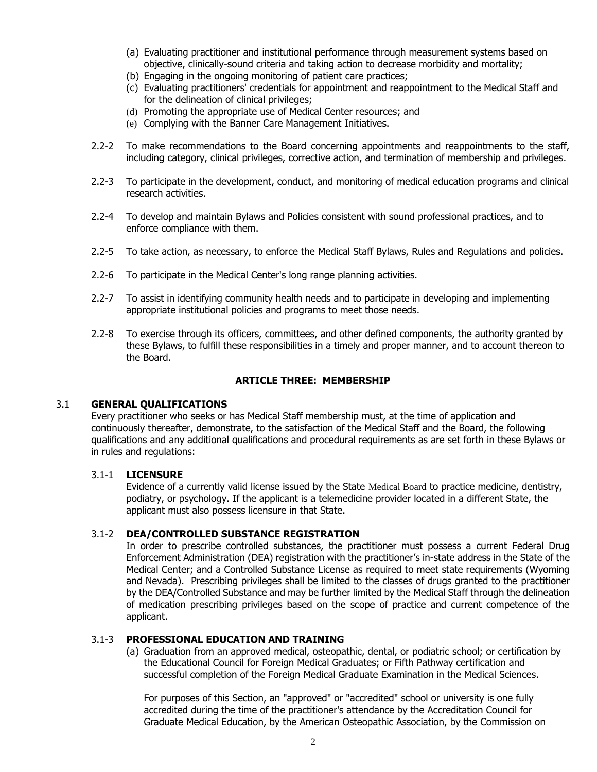(a) Evaluating practitioner and institutional performance through measurement systems based on objective, clinically-sound criteria and taking action to decrease morbidity and mortality;
(b) Engaging in the ongoing monitoring of patient care practices;
(c) Evaluating practitioners' credentials for appointment and reappointment to the Medical Staff and for the delineation of clinical privileges;
(d) Promoting the appropriate use of Medical Center resources; and
(e) Complying with the Banner Care Management Initiatives.

2.2-2 To make recommendations to the Board concerning appointments and reappointments to the staff, including category, clinical privileges, corrective action, and termination of membership and privileges.

2.2-3 To participate in the development, conduct, and monitoring of medical education programs and clinical research activities.

2.2-4 To develop and maintain Bylaws and Policies consistent with sound professional practices, and to enforce compliance with them.

2.2-5 To take action, as necessary, to enforce the Medical Staff Bylaws, Rules and Regulations and policies.

2.2-6 To participate in the Medical Center's long range planning activities.

2.2-7 To assist in identifying community health needs and to participate in developing and implementing appropriate institutional policies and programs to meet those needs.

2.2-8 To exercise through its officers, committees, and other defined components, the authority granted by these Bylaws, to fulfill these responsibilities in a timely and proper manner, and to account thereon to the Board.

## ARTICLE THREE: MEMBERSHIP

### 3.1 GENERAL QUALIFICATIONS

Every practitioner who seeks or has Medical Staff membership must, at the time of application and continuously thereafter, demonstrate, to the satisfaction of the Medical Staff and the Board, the following qualifications and any additional qualifications and procedural requirements as are set forth in these Bylaws or in rules and regulations:

#### 3.1-1 LICENSURE

Evidence of a currently valid license issued by the State Medical Board to practice medicine, dentistry, podiatry, or psychology. If the applicant is a telemedicine provider located in a different State, the applicant must also possess licensure in that State.

#### 3.1-2 DEA/CONTROLLED SUBSTANCE REGISTRATION

In order to prescribe controlled substances, the practitioner must possess a current Federal Drug Enforcement Administration (DEA) registration with the practitioner's in-state address in the State of the Medical Center; and a Controlled Substance License as required to meet state requirements (Wyoming and Nevada). Prescribing privileges shall be limited to the classes of drugs granted to the practitioner by the DEA/Controlled Substance and may be further limited by the Medical Staff through the delineation of medication prescribing privileges based on the scope of practice and current competence of the applicant.

#### 3.1-3 PROFESSIONAL EDUCATION AND TRAINING

(a) Graduation from an approved medical, osteopathic, dental, or podiatric school; or certification by the Educational Council for Foreign Medical Graduates; or Fifth Pathway certification and successful completion of the Foreign Medical Graduate Examination in the Medical Sciences.

For purposes of this Section, an "approved" or "accredited" school or university is one fully accredited during the time of the practitioner's attendance by the Accreditation Council for Graduate Medical Education, by the American Osteopathic Association, by the Commission on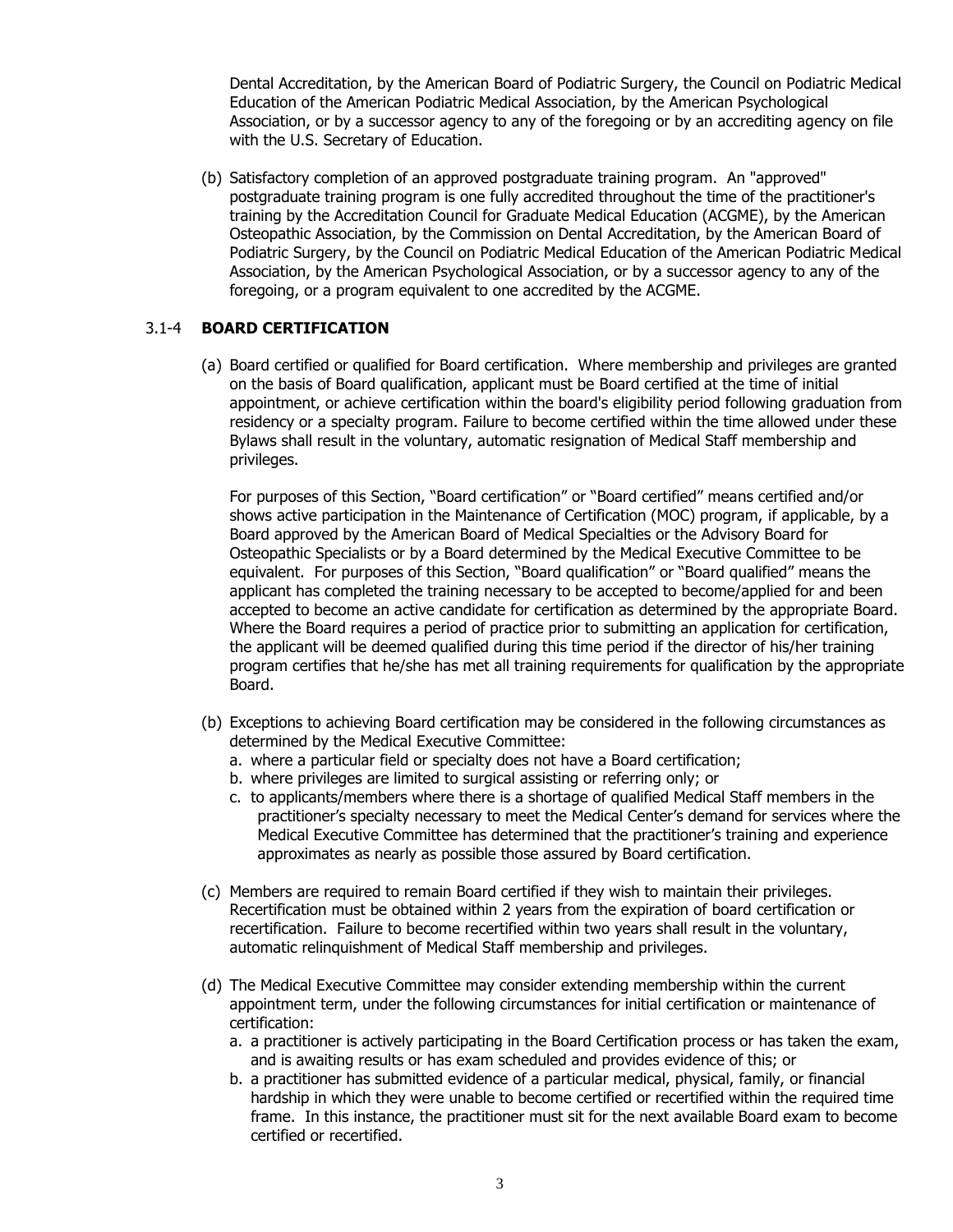Dental Accreditation, by the American Board of Podiatric Surgery, the Council on Podiatric Medical Education of the American Podiatric Medical Association, by the American Psychological Association, or by a successor agency to any of the foregoing or by an accrediting agency on file with the U.S. Secretary of Education.

(b) Satisfactory completion of an approved postgraduate training program. An "approved" postgraduate training program is one fully accredited throughout the time of the practitioner's training by the Accreditation Council for Graduate Medical Education (ACGME), by the American Osteopathic Association, by the Commission on Dental Accreditation, by the American Board of Podiatric Surgery, by the Council on Podiatric Medical Education of the American Podiatric Medical Association, by the American Psychological Association, or by a successor agency to any of the foregoing, or a program equivalent to one accredited by the ACGME.

### 3.1-4 **BOARD CERTIFICATION**

(a) Board certified or qualified for Board certification. Where membership and privileges are granted on the basis of Board qualification, applicant must be Board certified at the time of initial appointment, or achieve certification within the board's eligibility period following graduation from residency or a specialty program. Failure to become certified within the time allowed under these Bylaws shall result in the voluntary, automatic resignation of Medical Staff membership and privileges.

For purposes of this Section, "Board certification" or "Board certified" means certified and/or shows active participation in the Maintenance of Certification (MOC) program, if applicable, by a Board approved by the American Board of Medical Specialties or the Advisory Board for Osteopathic Specialists or by a Board determined by the Medical Executive Committee to be equivalent. For purposes of this Section, "Board qualification" or "Board qualified" means the applicant has completed the training necessary to be accepted to become/applied for and been accepted to become an active candidate for certification as determined by the appropriate Board. Where the Board requires a period of practice prior to submitting an application for certification, the applicant will be deemed qualified during this time period if the director of his/her training program certifies that he/she has met all training requirements for qualification by the appropriate Board.

(b) Exceptions to achieving Board certification may be considered in the following circumstances as determined by the Medical Executive Committee:

a. where a particular field or specialty does not have a Board certification;
b. where privileges are limited to surgical assisting or referring only; or
c. to applicants/members where there is a shortage of qualified Medical Staff members in the practitioner's specialty necessary to meet the Medical Center's demand for services where the Medical Executive Committee has determined that the practitioner's training and experience approximates as nearly as possible those assured by Board certification.

(c) Members are required to remain Board certified if they wish to maintain their privileges. Recertification must be obtained within 2 years from the expiration of board certification or recertification. Failure to become recertified within two years shall result in the voluntary, automatic relinquishment of Medical Staff membership and privileges.

(d) The Medical Executive Committee may consider extending membership within the current appointment term, under the following circumstances for initial certification or maintenance of certification:

a. a practitioner is actively participating in the Board Certification process or has taken the exam, and is awaiting results or has exam scheduled and provides evidence of this; or
b. a practitioner has submitted evidence of a particular medical, physical, family, or financial hardship in which they were unable to become certified or recertified within the required time frame. In this instance, the practitioner must sit for the next available Board exam to become certified or recertified.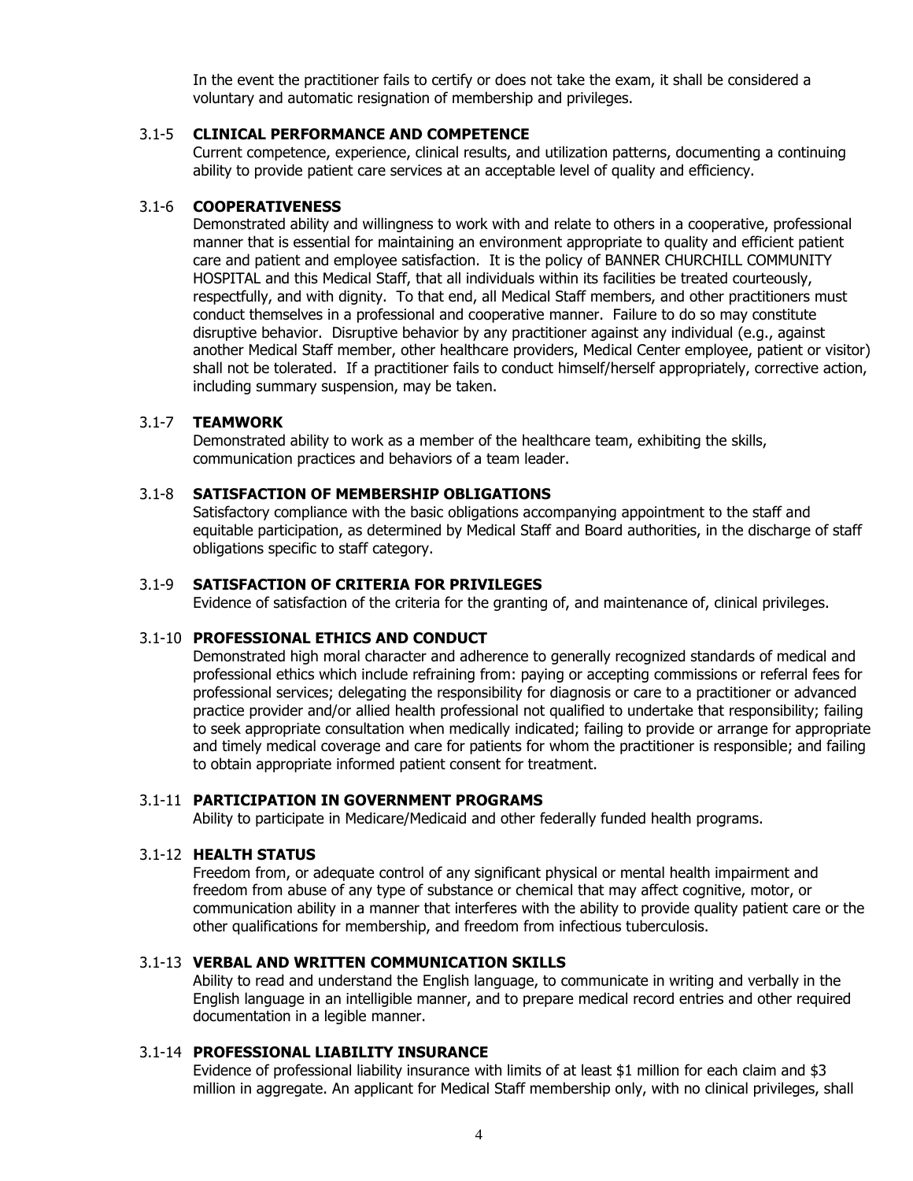In the event the practitioner fails to certify or does not take the exam, it shall be considered a voluntary and automatic resignation of membership and privileges.

### 3.1-5 CLINICAL PERFORMANCE AND COMPETENCE

Current competence, experience, clinical results, and utilization patterns, documenting a continuing ability to provide patient care services at an acceptable level of quality and efficiency.

### 3.1-6 COOPERATIVENESS

Demonstrated ability and willingness to work with and relate to others in a cooperative, professional manner that is essential for maintaining an environment appropriate to quality and efficient patient care and patient and employee satisfaction. It is the policy of BANNER CHURCHILL COMMUNITY HOSPITAL and this Medical Staff, that all individuals within its facilities be treated courteously, respectfully, and with dignity. To that end, all Medical Staff members, and other practitioners must conduct themselves in a professional and cooperative manner. Failure to do so may constitute disruptive behavior. Disruptive behavior by any practitioner against any individual (e.g., against another Medical Staff member, other healthcare providers, Medical Center employee, patient or visitor) shall not be tolerated. If a practitioner fails to conduct himself/herself appropriately, corrective action, including summary suspension, may be taken.

### 3.1-7 TEAMWORK

Demonstrated ability to work as a member of the healthcare team, exhibiting the skills, communication practices and behaviors of a team leader.

### 3.1-8 SATISFACTION OF MEMBERSHIP OBLIGATIONS

Satisfactory compliance with the basic obligations accompanying appointment to the staff and equitable participation, as determined by Medical Staff and Board authorities, in the discharge of staff obligations specific to staff category.

### 3.1-9 SATISFACTION OF CRITERIA FOR PRIVILEGES

Evidence of satisfaction of the criteria for the granting of, and maintenance of, clinical privileges.

### 3.1-10 PROFESSIONAL ETHICS AND CONDUCT

Demonstrated high moral character and adherence to generally recognized standards of medical and professional ethics which include refraining from: paying or accepting commissions or referral fees for professional services; delegating the responsibility for diagnosis or care to a practitioner or advanced practice provider and/or allied health professional not qualified to undertake that responsibility; failing to seek appropriate consultation when medically indicated; failing to provide or arrange for appropriate and timely medical coverage and care for patients for whom the practitioner is responsible; and failing to obtain appropriate informed patient consent for treatment.

### 3.1-11 PARTICIPATION IN GOVERNMENT PROGRAMS

Ability to participate in Medicare/Medicaid and other federally funded health programs.

### 3.1-12 HEALTH STATUS

Freedom from, or adequate control of any significant physical or mental health impairment and freedom from abuse of any type of substance or chemical that may affect cognitive, motor, or communication ability in a manner that interferes with the ability to provide quality patient care or the other qualifications for membership, and freedom from infectious tuberculosis.

### 3.1-13 VERBAL AND WRITTEN COMMUNICATION SKILLS

Ability to read and understand the English language, to communicate in writing and verbally in the English language in an intelligible manner, and to prepare medical record entries and other required documentation in a legible manner.

### 3.1-14 PROFESSIONAL LIABILITY INSURANCE

Evidence of professional liability insurance with limits of at least $1 million for each claim and $3 million in aggregate. An applicant for Medical Staff membership only, with no clinical privileges, shall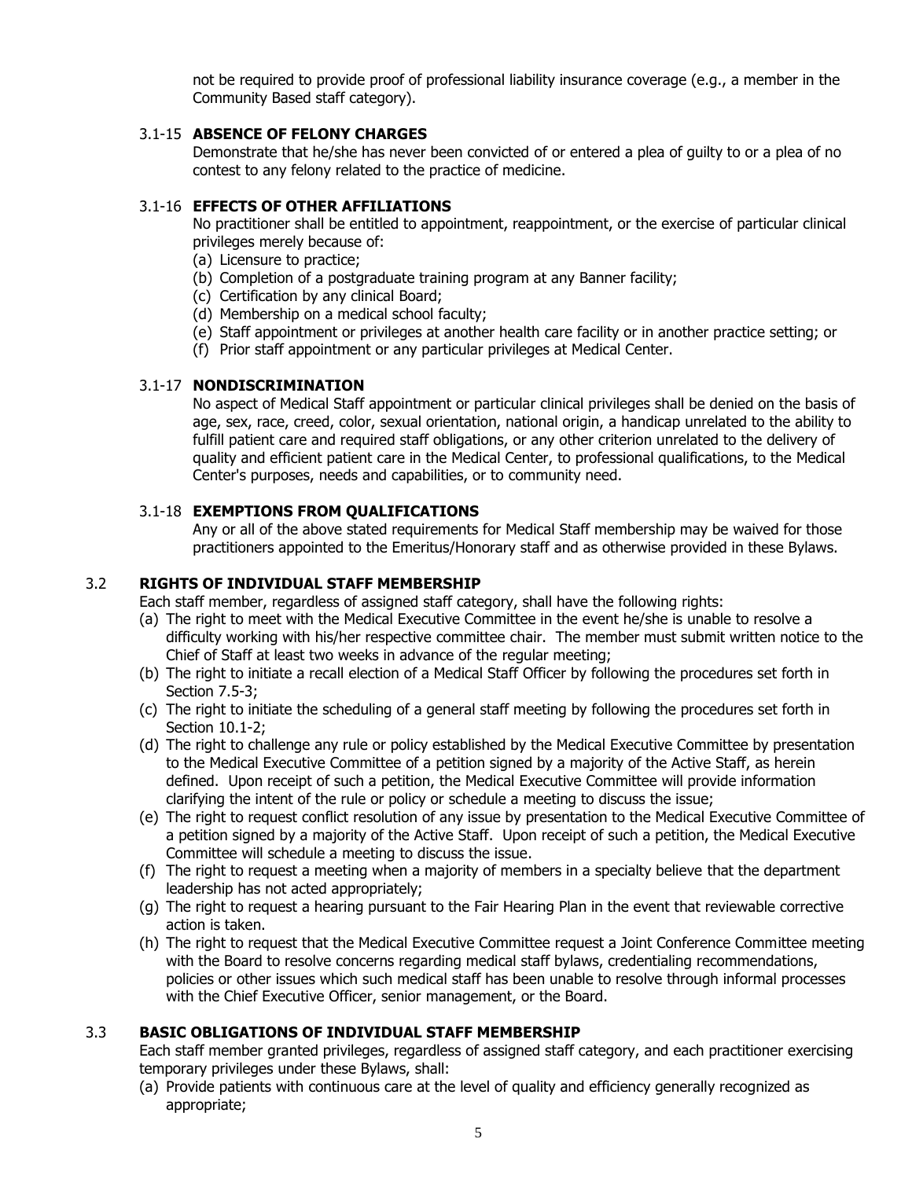not be required to provide proof of professional liability insurance coverage (e.g., a member in the Community Based staff category).

### 3.1-15 **ABSENCE OF FELONY CHARGES**

Demonstrate that he/she has never been convicted of or entered a plea of guilty to or a plea of no contest to any felony related to the practice of medicine.

### 3.1-16 **EFFECTS OF OTHER AFFILIATIONS**

No practitioner shall be entitled to appointment, reappointment, or the exercise of particular clinical privileges merely because of:

(a) Licensure to practice;
(b) Completion of a postgraduate training program at any Banner facility;
(c) Certification by any clinical Board;
(d) Membership on a medical school faculty;
(e) Staff appointment or privileges at another health care facility or in another practice setting; or
(f) Prior staff appointment or any particular privileges at Medical Center.

### 3.1-17 **NONDISCRIMINATION**

No aspect of Medical Staff appointment or particular clinical privileges shall be denied on the basis of age, sex, race, creed, color, sexual orientation, national origin, a handicap unrelated to the ability to fulfill patient care and required staff obligations, or any other criterion unrelated to the delivery of quality and efficient patient care in the Medical Center, to professional qualifications, to the Medical Center's purposes, needs and capabilities, or to community need.

### 3.1-18 **EXEMPTIONS FROM QUALIFICATIONS**

Any or all of the above stated requirements for Medical Staff membership may be waived for those practitioners appointed to the Emeritus/Honorary staff and as otherwise provided in these Bylaws.

## 3.2 **RIGHTS OF INDIVIDUAL STAFF MEMBERSHIP**

Each staff member, regardless of assigned staff category, shall have the following rights:

(a) The right to meet with the Medical Executive Committee in the event he/she is unable to resolve a difficulty working with his/her respective committee chair. The member must submit written notice to the Chief of Staff at least two weeks in advance of the regular meeting;
(b) The right to initiate a recall election of a Medical Staff Officer by following the procedures set forth in Section 7.5-3;
(c) The right to initiate the scheduling of a general staff meeting by following the procedures set forth in Section 10.1-2;
(d) The right to challenge any rule or policy established by the Medical Executive Committee by presentation to the Medical Executive Committee of a petition signed by a majority of the Active Staff, as herein defined. Upon receipt of such a petition, the Medical Executive Committee will provide information clarifying the intent of the rule or policy or schedule a meeting to discuss the issue;
(e) The right to request conflict resolution of any issue by presentation to the Medical Executive Committee of a petition signed by a majority of the Active Staff. Upon receipt of such a petition, the Medical Executive Committee will schedule a meeting to discuss the issue.
(f) The right to request a meeting when a majority of members in a specialty believe that the department leadership has not acted appropriately;
(g) The right to request a hearing pursuant to the Fair Hearing Plan in the event that reviewable corrective action is taken.
(h) The right to request that the Medical Executive Committee request a Joint Conference Committee meeting with the Board to resolve concerns regarding medical staff bylaws, credentialing recommendations, policies or other issues which such medical staff has been unable to resolve through informal processes with the Chief Executive Officer, senior management, or the Board.

## 3.3 **BASIC OBLIGATIONS OF INDIVIDUAL STAFF MEMBERSHIP**

Each staff member granted privileges, regardless of assigned staff category, and each practitioner exercising temporary privileges under these Bylaws, shall:

(a) Provide patients with continuous care at the level of quality and efficiency generally recognized as appropriate;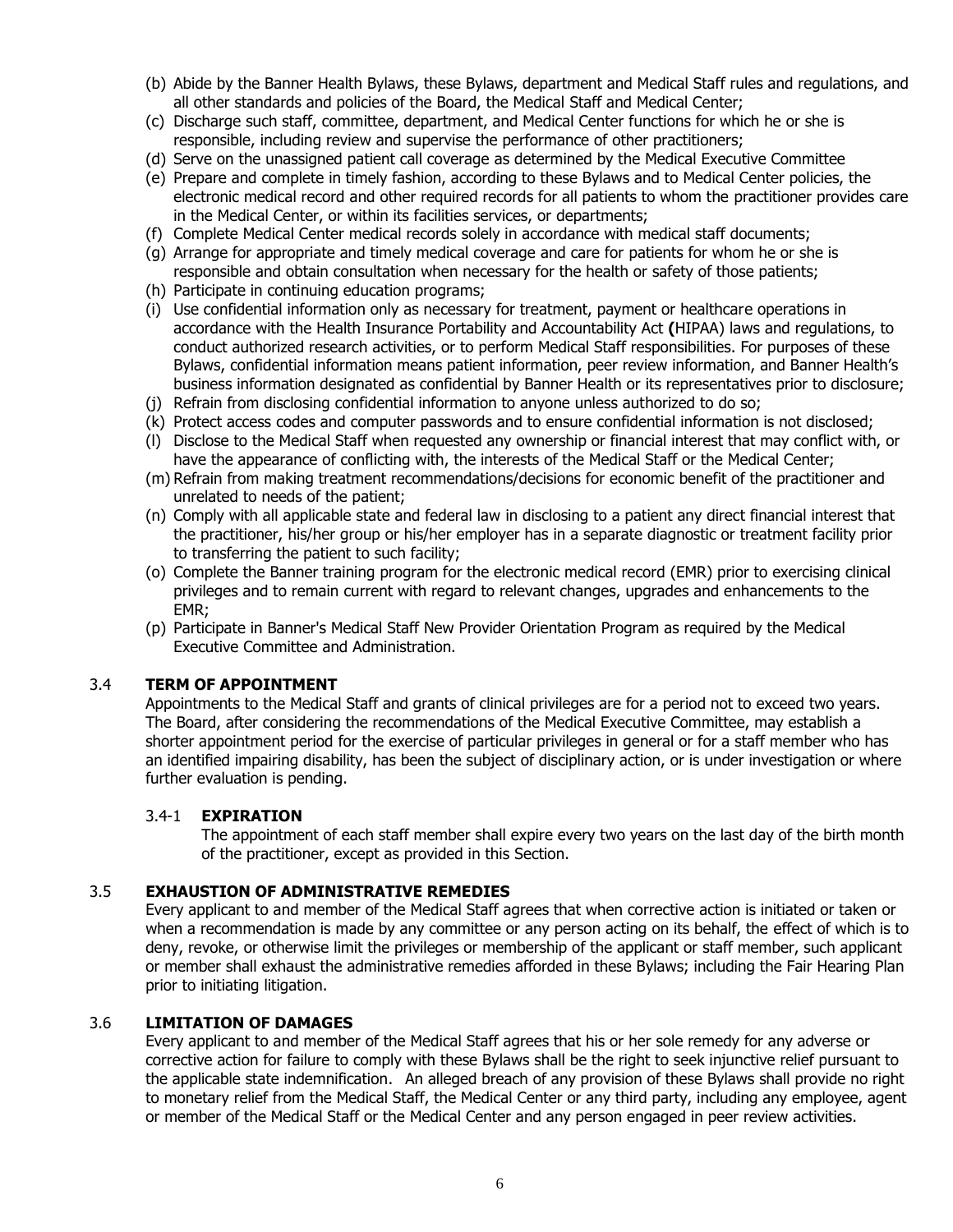(b) Abide by the Banner Health Bylaws, these Bylaws, department and Medical Staff rules and regulations, and all other standards and policies of the Board, the Medical Staff and Medical Center;

(c) Discharge such staff, committee, department, and Medical Center functions for which he or she is responsible, including review and supervise the performance of other practitioners;

(d) Serve on the unassigned patient call coverage as determined by the Medical Executive Committee

(e) Prepare and complete in timely fashion, according to these Bylaws and to Medical Center policies, the electronic medical record and other required records for all patients to whom the practitioner provides care in the Medical Center, or within its facilities services, or departments;

(f) Complete Medical Center medical records solely in accordance with medical staff documents;

(g) Arrange for appropriate and timely medical coverage and care for patients for whom he or she is responsible and obtain consultation when necessary for the health or safety of those patients;

(h) Participate in continuing education programs;

(i) Use confidential information only as necessary for treatment, payment or healthcare operations in accordance with the Health Insurance Portability and Accountability Act **(**HIPAA) laws and regulations, to conduct authorized research activities, or to perform Medical Staff responsibilities. For purposes of these Bylaws, confidential information means patient information, peer review information, and Banner Health's business information designated as confidential by Banner Health or its representatives prior to disclosure;

(j) Refrain from disclosing confidential information to anyone unless authorized to do so;

(k) Protect access codes and computer passwords and to ensure confidential information is not disclosed;

(l) Disclose to the Medical Staff when requested any ownership or financial interest that may conflict with, or have the appearance of conflicting with, the interests of the Medical Staff or the Medical Center;

(m) Refrain from making treatment recommendations/decisions for economic benefit of the practitioner and unrelated to needs of the patient;

(n) Comply with all applicable state and federal law in disclosing to a patient any direct financial interest that the practitioner, his/her group or his/her employer has in a separate diagnostic or treatment facility prior to transferring the patient to such facility;

(o) Complete the Banner training program for the electronic medical record (EMR) prior to exercising clinical privileges and to remain current with regard to relevant changes, upgrades and enhancements to the EMR;

(p) Participate in Banner's Medical Staff New Provider Orientation Program as required by the Medical Executive Committee and Administration.

## 3.4 TERM OF APPOINTMENT

Appointments to the Medical Staff and grants of clinical privileges are for a period not to exceed two years. The Board, after considering the recommendations of the Medical Executive Committee, may establish a shorter appointment period for the exercise of particular privileges in general or for a staff member who has an identified impairing disability, has been the subject of disciplinary action, or is under investigation or where further evaluation is pending.

### 3.4-1 EXPIRATION

The appointment of each staff member shall expire every two years on the last day of the birth month of the practitioner, except as provided in this Section.

## 3.5 EXHAUSTION OF ADMINISTRATIVE REMEDIES

Every applicant to and member of the Medical Staff agrees that when corrective action is initiated or taken or when a recommendation is made by any committee or any person acting on its behalf, the effect of which is to deny, revoke, or otherwise limit the privileges or membership of the applicant or staff member, such applicant or member shall exhaust the administrative remedies afforded in these Bylaws; including the Fair Hearing Plan prior to initiating litigation.

## 3.6 LIMITATION OF DAMAGES

Every applicant to and member of the Medical Staff agrees that his or her sole remedy for any adverse or corrective action for failure to comply with these Bylaws shall be the right to seek injunctive relief pursuant to the applicable state indemnification. An alleged breach of any provision of these Bylaws shall provide no right to monetary relief from the Medical Staff, the Medical Center or any third party, including any employee, agent or member of the Medical Staff or the Medical Center and any person engaged in peer review activities.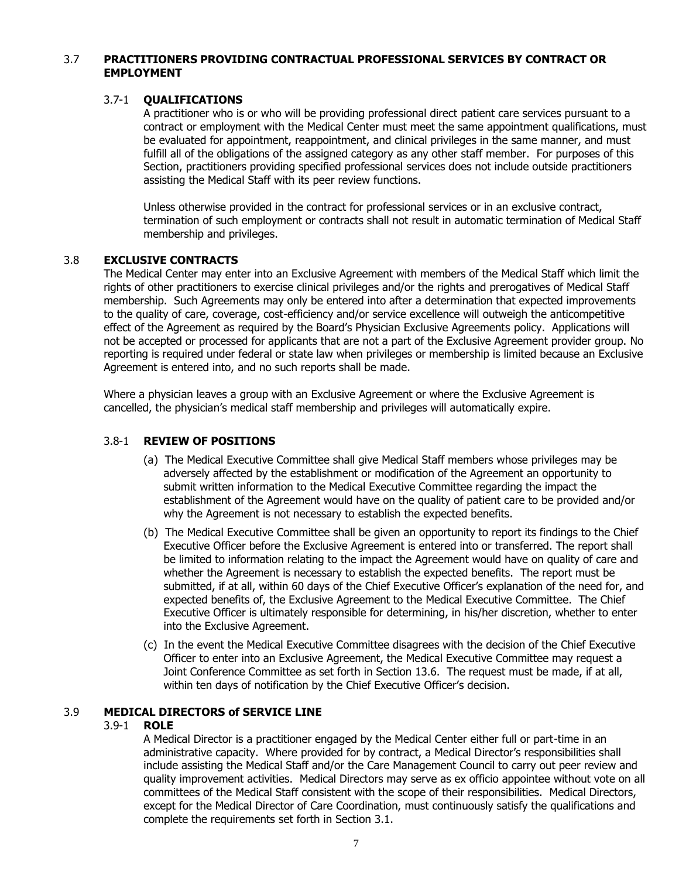## 3.7 PRACTITIONERS PROVIDING CONTRACTUAL PROFESSIONAL SERVICES BY CONTRACT OR EMPLOYMENT

### 3.7-1 QUALIFICATIONS

A practitioner who is or who will be providing professional direct patient care services pursuant to a contract or employment with the Medical Center must meet the same appointment qualifications, must be evaluated for appointment, reappointment, and clinical privileges in the same manner, and must fulfill all of the obligations of the assigned category as any other staff member. For purposes of this Section, practitioners providing specified professional services does not include outside practitioners assisting the Medical Staff with its peer review functions.

Unless otherwise provided in the contract for professional services or in an exclusive contract, termination of such employment or contracts shall not result in automatic termination of Medical Staff membership and privileges.

## 3.8 EXCLUSIVE CONTRACTS

The Medical Center may enter into an Exclusive Agreement with members of the Medical Staff which limit the rights of other practitioners to exercise clinical privileges and/or the rights and prerogatives of Medical Staff membership. Such Agreements may only be entered into after a determination that expected improvements to the quality of care, coverage, cost-efficiency and/or service excellence will outweigh the anticompetitive effect of the Agreement as required by the Board's Physician Exclusive Agreements policy. Applications will not be accepted or processed for applicants that are not a part of the Exclusive Agreement provider group. No reporting is required under federal or state law when privileges or membership is limited because an Exclusive Agreement is entered into, and no such reports shall be made.

Where a physician leaves a group with an Exclusive Agreement or where the Exclusive Agreement is cancelled, the physician's medical staff membership and privileges will automatically expire.

### 3.8-1 REVIEW OF POSITIONS

(a) The Medical Executive Committee shall give Medical Staff members whose privileges may be adversely affected by the establishment or modification of the Agreement an opportunity to submit written information to the Medical Executive Committee regarding the impact the establishment of the Agreement would have on the quality of patient care to be provided and/or why the Agreement is not necessary to establish the expected benefits.

(b) The Medical Executive Committee shall be given an opportunity to report its findings to the Chief Executive Officer before the Exclusive Agreement is entered into or transferred. The report shall be limited to information relating to the impact the Agreement would have on quality of care and whether the Agreement is necessary to establish the expected benefits. The report must be submitted, if at all, within 60 days of the Chief Executive Officer's explanation of the need for, and expected benefits of, the Exclusive Agreement to the Medical Executive Committee. The Chief Executive Officer is ultimately responsible for determining, in his/her discretion, whether to enter into the Exclusive Agreement.

(c) In the event the Medical Executive Committee disagrees with the decision of the Chief Executive Officer to enter into an Exclusive Agreement, the Medical Executive Committee may request a Joint Conference Committee as set forth in Section 13.6. The request must be made, if at all, within ten days of notification by the Chief Executive Officer's decision.

## 3.9 MEDICAL DIRECTORS of SERVICE LINE

### 3.9-1 ROLE

A Medical Director is a practitioner engaged by the Medical Center either full or part-time in an administrative capacity. Where provided for by contract, a Medical Director's responsibilities shall include assisting the Medical Staff and/or the Care Management Council to carry out peer review and quality improvement activities. Medical Directors may serve as ex officio appointee without vote on all committees of the Medical Staff consistent with the scope of their responsibilities. Medical Directors, except for the Medical Director of Care Coordination, must continuously satisfy the qualifications and complete the requirements set forth in Section 3.1.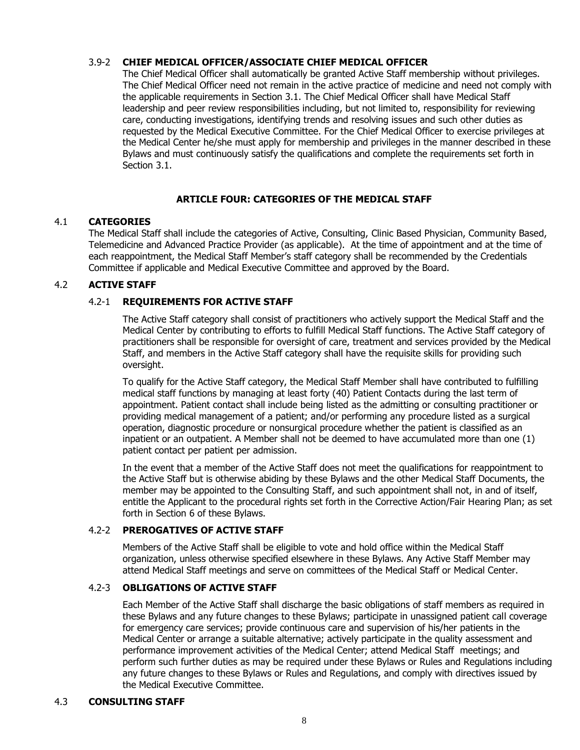### 3.9-2 **CHIEF MEDICAL OFFICER/ASSOCIATE CHIEF MEDICAL OFFICER**

The Chief Medical Officer shall automatically be granted Active Staff membership without privileges. The Chief Medical Officer need not remain in the active practice of medicine and need not comply with the applicable requirements in Section 3.1. The Chief Medical Officer shall have Medical Staff leadership and peer review responsibilities including, but not limited to, responsibility for reviewing care, conducting investigations, identifying trends and resolving issues and such other duties as requested by the Medical Executive Committee. For the Chief Medical Officer to exercise privileges at the Medical Center he/she must apply for membership and privileges in the manner described in these Bylaws and must continuously satisfy the qualifications and complete the requirements set forth in Section 3.1.

## ARTICLE FOUR: CATEGORIES OF THE MEDICAL STAFF

### 4.1 **CATEGORIES**

The Medical Staff shall include the categories of Active, Consulting, Clinic Based Physician, Community Based, Telemedicine and Advanced Practice Provider (as applicable). At the time of appointment and at the time of each reappointment, the Medical Staff Member's staff category shall be recommended by the Credentials Committee if applicable and Medical Executive Committee and approved by the Board.

### 4.2 **ACTIVE STAFF**

#### 4.2-1 **REQUIREMENTS FOR ACTIVE STAFF**

The Active Staff category shall consist of practitioners who actively support the Medical Staff and the Medical Center by contributing to efforts to fulfill Medical Staff functions. The Active Staff category of practitioners shall be responsible for oversight of care, treatment and services provided by the Medical Staff, and members in the Active Staff category shall have the requisite skills for providing such oversight.

To qualify for the Active Staff category, the Medical Staff Member shall have contributed to fulfilling medical staff functions by managing at least forty (40) Patient Contacts during the last term of appointment. Patient contact shall include being listed as the admitting or consulting practitioner or providing medical management of a patient; and/or performing any procedure listed as a surgical operation, diagnostic procedure or nonsurgical procedure whether the patient is classified as an inpatient or an outpatient. A Member shall not be deemed to have accumulated more than one (1) patient contact per patient per admission.

In the event that a member of the Active Staff does not meet the qualifications for reappointment to the Active Staff but is otherwise abiding by these Bylaws and the other Medical Staff Documents, the member may be appointed to the Consulting Staff, and such appointment shall not, in and of itself, entitle the Applicant to the procedural rights set forth in the Corrective Action/Fair Hearing Plan; as set forth in Section 6 of these Bylaws.

#### 4.2-2 **PREROGATIVES OF ACTIVE STAFF**

Members of the Active Staff shall be eligible to vote and hold office within the Medical Staff organization, unless otherwise specified elsewhere in these Bylaws. Any Active Staff Member may attend Medical Staff meetings and serve on committees of the Medical Staff or Medical Center.

#### 4.2-3 **OBLIGATIONS OF ACTIVE STAFF**

Each Member of the Active Staff shall discharge the basic obligations of staff members as required in these Bylaws and any future changes to these Bylaws; participate in unassigned patient call coverage for emergency care services; provide continuous care and supervision of his/her patients in the Medical Center or arrange a suitable alternative; actively participate in the quality assessment and performance improvement activities of the Medical Center; attend Medical Staff meetings; and perform such further duties as may be required under these Bylaws or Rules and Regulations including any future changes to these Bylaws or Rules and Regulations, and comply with directives issued by the Medical Executive Committee.

### 4.3 **CONSULTING STAFF**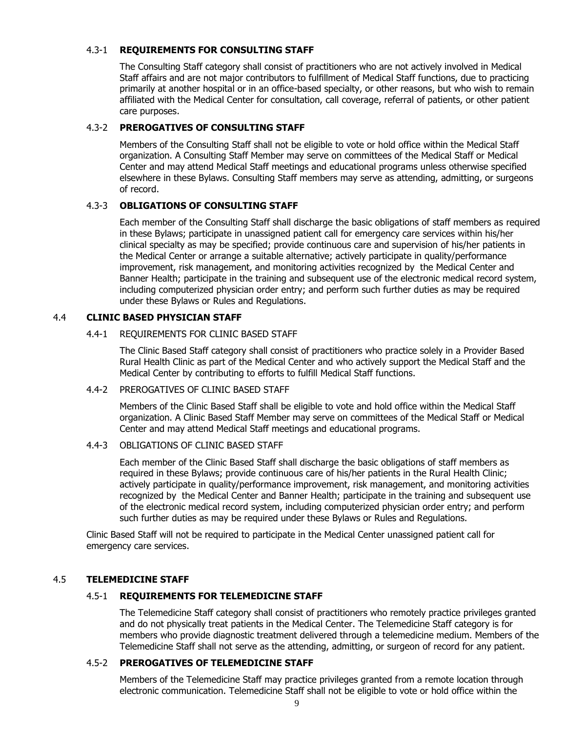#### 4.3-1 **REQUIREMENTS FOR CONSULTING STAFF**

The Consulting Staff category shall consist of practitioners who are not actively involved in Medical Staff affairs and are not major contributors to fulfillment of Medical Staff functions, due to practicing primarily at another hospital or in an office-based specialty, or other reasons, but who wish to remain affiliated with the Medical Center for consultation, call coverage, referral of patients, or other patient care purposes.

#### 4.3-2 **PREROGATIVES OF CONSULTING STAFF**

Members of the Consulting Staff shall not be eligible to vote or hold office within the Medical Staff organization. A Consulting Staff Member may serve on committees of the Medical Staff or Medical Center and may attend Medical Staff meetings and educational programs unless otherwise specified elsewhere in these Bylaws. Consulting Staff members may serve as attending, admitting, or surgeons of record.

#### 4.3-3 **OBLIGATIONS OF CONSULTING STAFF**

Each member of the Consulting Staff shall discharge the basic obligations of staff members as required in these Bylaws; participate in unassigned patient call for emergency care services within his/her clinical specialty as may be specified; provide continuous care and supervision of his/her patients in the Medical Center or arrange a suitable alternative; actively participate in quality/performance improvement, risk management, and monitoring activities recognized by the Medical Center and Banner Health; participate in the training and subsequent use of the electronic medical record system, including computerized physician order entry; and perform such further duties as may be required under these Bylaws or Rules and Regulations.

### 4.4 **CLINIC BASED PHYSICIAN STAFF**

#### 4.4-1 REQUIREMENTS FOR CLINIC BASED STAFF

The Clinic Based Staff category shall consist of practitioners who practice solely in a Provider Based Rural Health Clinic as part of the Medical Center and who actively support the Medical Staff and the Medical Center by contributing to efforts to fulfill Medical Staff functions.

#### 4.4-2 PREROGATIVES OF CLINIC BASED STAFF

Members of the Clinic Based Staff shall be eligible to vote and hold office within the Medical Staff organization. A Clinic Based Staff Member may serve on committees of the Medical Staff or Medical Center and may attend Medical Staff meetings and educational programs.

#### 4.4-3 OBLIGATIONS OF CLINIC BASED STAFF

Each member of the Clinic Based Staff shall discharge the basic obligations of staff members as required in these Bylaws; provide continuous care of his/her patients in the Rural Health Clinic; actively participate in quality/performance improvement, risk management, and monitoring activities recognized by the Medical Center and Banner Health; participate in the training and subsequent use of the electronic medical record system, including computerized physician order entry; and perform such further duties as may be required under these Bylaws or Rules and Regulations.

Clinic Based Staff will not be required to participate in the Medical Center unassigned patient call for emergency care services.

### 4.5 **TELEMEDICINE STAFF**

#### 4.5-1 **REQUIREMENTS FOR TELEMEDICINE STAFF**

The Telemedicine Staff category shall consist of practitioners who remotely practice privileges granted and do not physically treat patients in the Medical Center. The Telemedicine Staff category is for members who provide diagnostic treatment delivered through a telemedicine medium. Members of the Telemedicine Staff shall not serve as the attending, admitting, or surgeon of record for any patient.

#### 4.5-2 **PREROGATIVES OF TELEMEDICINE STAFF**

Members of the Telemedicine Staff may practice privileges granted from a remote location through electronic communication. Telemedicine Staff shall not be eligible to vote or hold office within the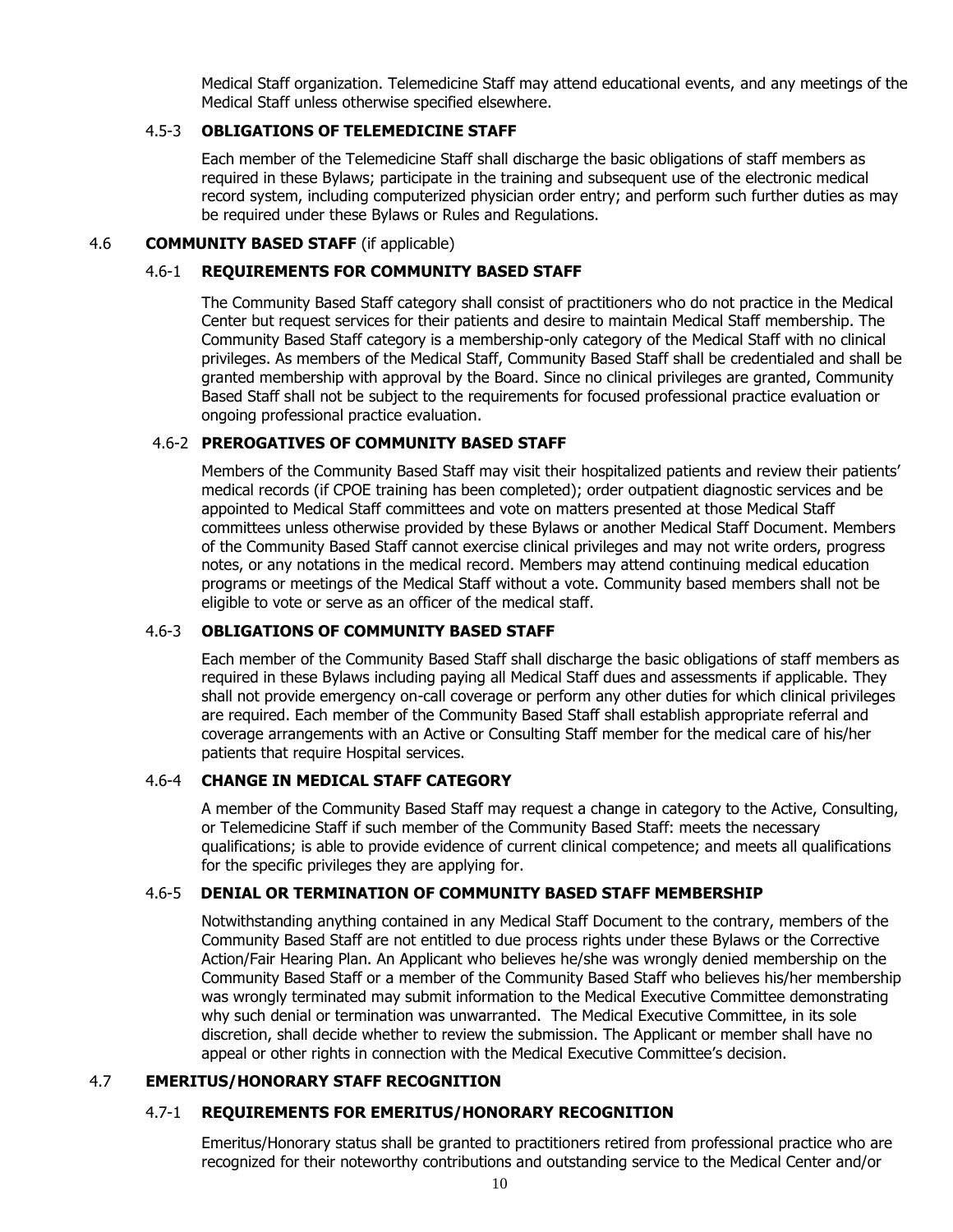Medical Staff organization. Telemedicine Staff may attend educational events, and any meetings of the Medical Staff unless otherwise specified elsewhere.

#### 4.5-3 OBLIGATIONS OF TELEMEDICINE STAFF

Each member of the Telemedicine Staff shall discharge the basic obligations of staff members as required in these Bylaws; participate in the training and subsequent use of the electronic medical record system, including computerized physician order entry; and perform such further duties as may be required under these Bylaws or Rules and Regulations.

### 4.6 COMMUNITY BASED STAFF (if applicable)

#### 4.6-1 REQUIREMENTS FOR COMMUNITY BASED STAFF

The Community Based Staff category shall consist of practitioners who do not practice in the Medical Center but request services for their patients and desire to maintain Medical Staff membership. The Community Based Staff category is a membership-only category of the Medical Staff with no clinical privileges. As members of the Medical Staff, Community Based Staff shall be credentialed and shall be granted membership with approval by the Board. Since no clinical privileges are granted, Community Based Staff shall not be subject to the requirements for focused professional practice evaluation or ongoing professional practice evaluation.

#### 4.6-2 PREROGATIVES OF COMMUNITY BASED STAFF

Members of the Community Based Staff may visit their hospitalized patients and review their patients' medical records (if CPOE training has been completed); order outpatient diagnostic services and be appointed to Medical Staff committees and vote on matters presented at those Medical Staff committees unless otherwise provided by these Bylaws or another Medical Staff Document. Members of the Community Based Staff cannot exercise clinical privileges and may not write orders, progress notes, or any notations in the medical record. Members may attend continuing medical education programs or meetings of the Medical Staff without a vote. Community based members shall not be eligible to vote or serve as an officer of the medical staff.

#### 4.6-3 OBLIGATIONS OF COMMUNITY BASED STAFF

Each member of the Community Based Staff shall discharge the basic obligations of staff members as required in these Bylaws including paying all Medical Staff dues and assessments if applicable. They shall not provide emergency on-call coverage or perform any other duties for which clinical privileges are required. Each member of the Community Based Staff shall establish appropriate referral and coverage arrangements with an Active or Consulting Staff member for the medical care of his/her patients that require Hospital services.

#### 4.6-4 CHANGE IN MEDICAL STAFF CATEGORY

A member of the Community Based Staff may request a change in category to the Active, Consulting, or Telemedicine Staff if such member of the Community Based Staff: meets the necessary qualifications; is able to provide evidence of current clinical competence; and meets all qualifications for the specific privileges they are applying for.

#### 4.6-5 DENIAL OR TERMINATION OF COMMUNITY BASED STAFF MEMBERSHIP

Notwithstanding anything contained in any Medical Staff Document to the contrary, members of the Community Based Staff are not entitled to due process rights under these Bylaws or the Corrective Action/Fair Hearing Plan. An Applicant who believes he/she was wrongly denied membership on the Community Based Staff or a member of the Community Based Staff who believes his/her membership was wrongly terminated may submit information to the Medical Executive Committee demonstrating why such denial or termination was unwarranted. The Medical Executive Committee, in its sole discretion, shall decide whether to review the submission. The Applicant or member shall have no appeal or other rights in connection with the Medical Executive Committee's decision.

### 4.7 EMERITUS/HONORARY STAFF RECOGNITION

#### 4.7-1 REQUIREMENTS FOR EMERITUS/HONORARY RECOGNITION

Emeritus/Honorary status shall be granted to practitioners retired from professional practice who are recognized for their noteworthy contributions and outstanding service to the Medical Center and/or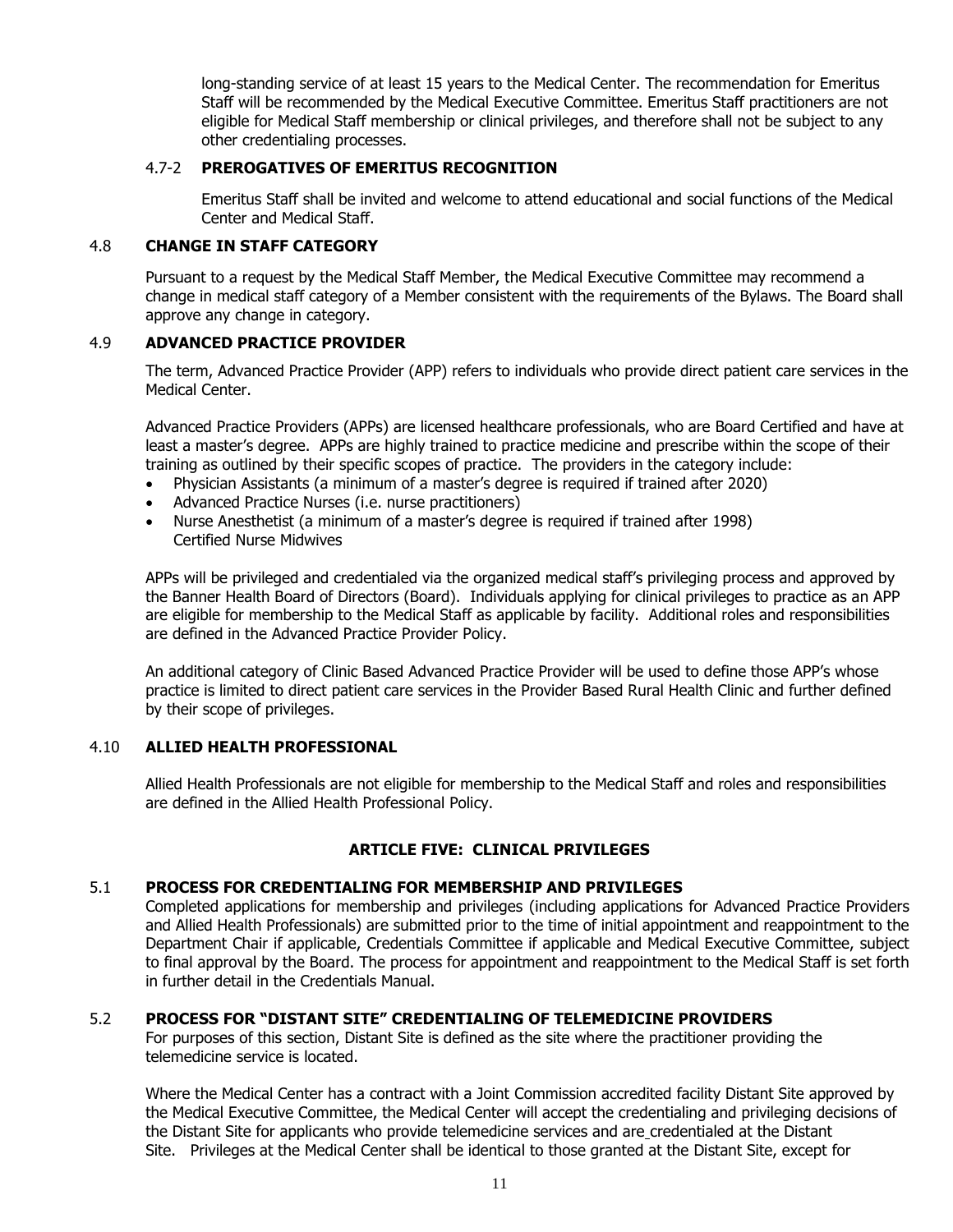long-standing service of at least 15 years to the Medical Center. The recommendation for Emeritus Staff will be recommended by the Medical Executive Committee. Emeritus Staff practitioners are not eligible for Medical Staff membership or clinical privileges, and therefore shall not be subject to any other credentialing processes.

#### 4.7-2 PREROGATIVES OF EMERITUS RECOGNITION

Emeritus Staff shall be invited and welcome to attend educational and social functions of the Medical Center and Medical Staff.

### 4.8 CHANGE IN STAFF CATEGORY

Pursuant to a request by the Medical Staff Member, the Medical Executive Committee may recommend a change in medical staff category of a Member consistent with the requirements of the Bylaws. The Board shall approve any change in category.

### 4.9 ADVANCED PRACTICE PROVIDER

The term, Advanced Practice Provider (APP) refers to individuals who provide direct patient care services in the Medical Center.

Advanced Practice Providers (APPs) are licensed healthcare professionals, who are Board Certified and have at least a master's degree. APPs are highly trained to practice medicine and prescribe within the scope of their training as outlined by their specific scopes of practice. The providers in the category include:

- Physician Assistants (a minimum of a master's degree is required if trained after 2020)
- Advanced Practice Nurses (i.e. nurse practitioners)
- Nurse Anesthetist (a minimum of a master's degree is required if trained after 1998)
  Certified Nurse Midwives

APPs will be privileged and credentialed via the organized medical staff's privileging process and approved by the Banner Health Board of Directors (Board). Individuals applying for clinical privileges to practice as an APP are eligible for membership to the Medical Staff as applicable by facility. Additional roles and responsibilities are defined in the Advanced Practice Provider Policy.

An additional category of Clinic Based Advanced Practice Provider will be used to define those APP's whose practice is limited to direct patient care services in the Provider Based Rural Health Clinic and further defined by their scope of privileges.

### 4.10 ALLIED HEALTH PROFESSIONAL

Allied Health Professionals are not eligible for membership to the Medical Staff and roles and responsibilities are defined in the Allied Health Professional Policy.

## ARTICLE FIVE: CLINICAL PRIVILEGES

### 5.1 PROCESS FOR CREDENTIALING FOR MEMBERSHIP AND PRIVILEGES

Completed applications for membership and privileges (including applications for Advanced Practice Providers and Allied Health Professionals) are submitted prior to the time of initial appointment and reappointment to the Department Chair if applicable, Credentials Committee if applicable and Medical Executive Committee, subject to final approval by the Board. The process for appointment and reappointment to the Medical Staff is set forth in further detail in the Credentials Manual.

### 5.2 PROCESS FOR "DISTANT SITE" CREDENTIALING OF TELEMEDICINE PROVIDERS

For purposes of this section, Distant Site is defined as the site where the practitioner providing the telemedicine service is located.

Where the Medical Center has a contract with a Joint Commission accredited facility Distant Site approved by the Medical Executive Committee, the Medical Center will accept the credentialing and privileging decisions of the Distant Site for applicants who provide telemedicine services and are credentialed at the Distant Site. Privileges at the Medical Center shall be identical to those granted at the Distant Site, except for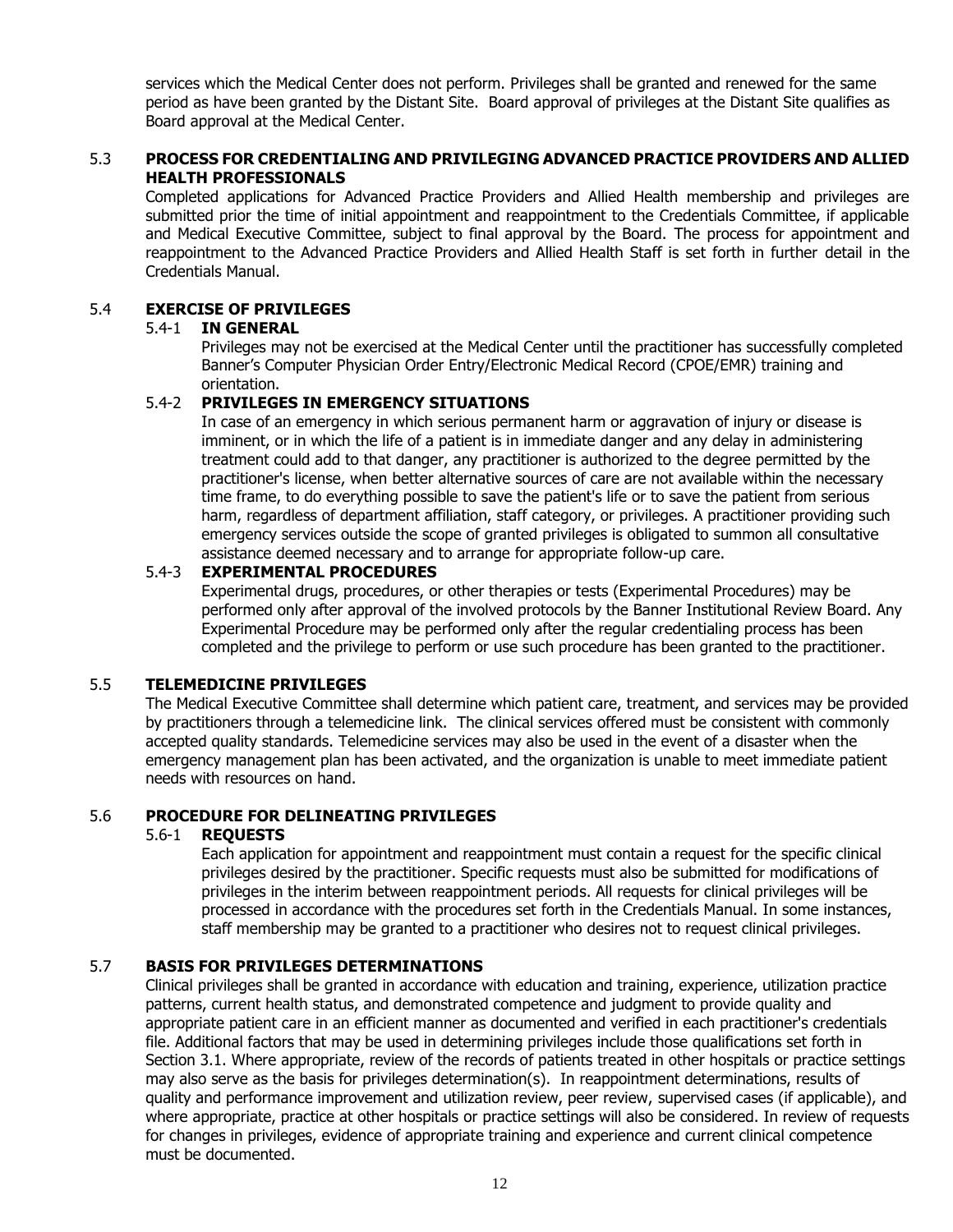services which the Medical Center does not perform. Privileges shall be granted and renewed for the same period as have been granted by the Distant Site. Board approval of privileges at the Distant Site qualifies as Board approval at the Medical Center.

## 5.3 PROCESS FOR CREDENTIALING AND PRIVILEGING ADVANCED PRACTICE PROVIDERS AND ALLIED HEALTH PROFESSIONALS

Completed applications for Advanced Practice Providers and Allied Health membership and privileges are submitted prior the time of initial appointment and reappointment to the Credentials Committee, if applicable and Medical Executive Committee, subject to final approval by the Board. The process for appointment and reappointment to the Advanced Practice Providers and Allied Health Staff is set forth in further detail in the Credentials Manual.

## 5.4 EXERCISE OF PRIVILEGES

### 5.4-1 IN GENERAL

Privileges may not be exercised at the Medical Center until the practitioner has successfully completed Banner's Computer Physician Order Entry/Electronic Medical Record (CPOE/EMR) training and orientation.

### 5.4-2 PRIVILEGES IN EMERGENCY SITUATIONS

In case of an emergency in which serious permanent harm or aggravation of injury or disease is imminent, or in which the life of a patient is in immediate danger and any delay in administering treatment could add to that danger, any practitioner is authorized to the degree permitted by the practitioner's license, when better alternative sources of care are not available within the necessary time frame, to do everything possible to save the patient's life or to save the patient from serious harm, regardless of department affiliation, staff category, or privileges. A practitioner providing such emergency services outside the scope of granted privileges is obligated to summon all consultative assistance deemed necessary and to arrange for appropriate follow-up care.

### 5.4-3 EXPERIMENTAL PROCEDURES

Experimental drugs, procedures, or other therapies or tests (Experimental Procedures) may be performed only after approval of the involved protocols by the Banner Institutional Review Board. Any Experimental Procedure may be performed only after the regular credentialing process has been completed and the privilege to perform or use such procedure has been granted to the practitioner.

## 5.5 TELEMEDICINE PRIVILEGES

The Medical Executive Committee shall determine which patient care, treatment, and services may be provided by practitioners through a telemedicine link. The clinical services offered must be consistent with commonly accepted quality standards. Telemedicine services may also be used in the event of a disaster when the emergency management plan has been activated, and the organization is unable to meet immediate patient needs with resources on hand.

## 5.6 PROCEDURE FOR DELINEATING PRIVILEGES

### 5.6-1 REQUESTS

Each application for appointment and reappointment must contain a request for the specific clinical privileges desired by the practitioner. Specific requests must also be submitted for modifications of privileges in the interim between reappointment periods. All requests for clinical privileges will be processed in accordance with the procedures set forth in the Credentials Manual. In some instances, staff membership may be granted to a practitioner who desires not to request clinical privileges.

## 5.7 BASIS FOR PRIVILEGES DETERMINATIONS

Clinical privileges shall be granted in accordance with education and training, experience, utilization practice patterns, current health status, and demonstrated competence and judgment to provide quality and appropriate patient care in an efficient manner as documented and verified in each practitioner's credentials file. Additional factors that may be used in determining privileges include those qualifications set forth in Section 3.1. Where appropriate, review of the records of patients treated in other hospitals or practice settings may also serve as the basis for privileges determination(s). In reappointment determinations, results of quality and performance improvement and utilization review, peer review, supervised cases (if applicable), and where appropriate, practice at other hospitals or practice settings will also be considered. In review of requests for changes in privileges, evidence of appropriate training and experience and current clinical competence must be documented.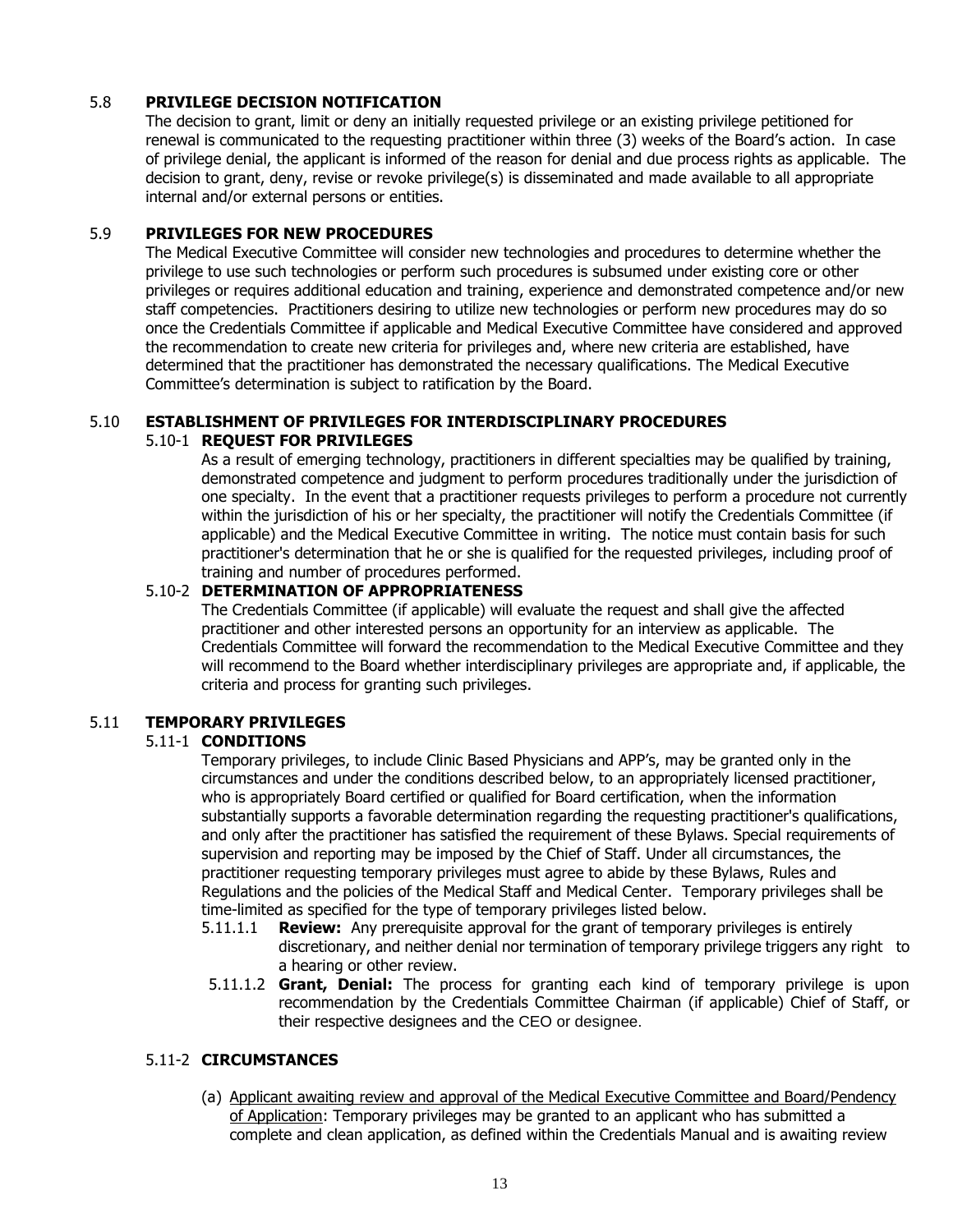## 5.8 PRIVILEGE DECISION NOTIFICATION

The decision to grant, limit or deny an initially requested privilege or an existing privilege petitioned for renewal is communicated to the requesting practitioner within three (3) weeks of the Board's action. In case of privilege denial, the applicant is informed of the reason for denial and due process rights as applicable. The decision to grant, deny, revise or revoke privilege(s) is disseminated and made available to all appropriate internal and/or external persons or entities.

## 5.9 PRIVILEGES FOR NEW PROCEDURES

The Medical Executive Committee will consider new technologies and procedures to determine whether the privilege to use such technologies or perform such procedures is subsumed under existing core or other privileges or requires additional education and training, experience and demonstrated competence and/or new staff competencies. Practitioners desiring to utilize new technologies or perform new procedures may do so once the Credentials Committee if applicable and Medical Executive Committee have considered and approved the recommendation to create new criteria for privileges and, where new criteria are established, have determined that the practitioner has demonstrated the necessary qualifications. The Medical Executive Committee's determination is subject to ratification by the Board.

## 5.10 ESTABLISHMENT OF PRIVILEGES FOR INTERDISCIPLINARY PROCEDURES

### 5.10-1 REQUEST FOR PRIVILEGES

As a result of emerging technology, practitioners in different specialties may be qualified by training, demonstrated competence and judgment to perform procedures traditionally under the jurisdiction of one specialty. In the event that a practitioner requests privileges to perform a procedure not currently within the jurisdiction of his or her specialty, the practitioner will notify the Credentials Committee (if applicable) and the Medical Executive Committee in writing. The notice must contain basis for such practitioner's determination that he or she is qualified for the requested privileges, including proof of training and number of procedures performed.

### 5.10-2 DETERMINATION OF APPROPRIATENESS

The Credentials Committee (if applicable) will evaluate the request and shall give the affected practitioner and other interested persons an opportunity for an interview as applicable. The Credentials Committee will forward the recommendation to the Medical Executive Committee and they will recommend to the Board whether interdisciplinary privileges are appropriate and, if applicable, the criteria and process for granting such privileges.

## 5.11 TEMPORARY PRIVILEGES

### 5.11-1 CONDITIONS

Temporary privileges, to include Clinic Based Physicians and APP's, may be granted only in the circumstances and under the conditions described below, to an appropriately licensed practitioner, who is appropriately Board certified or qualified for Board certification, when the information substantially supports a favorable determination regarding the requesting practitioner's qualifications, and only after the practitioner has satisfied the requirement of these Bylaws. Special requirements of supervision and reporting may be imposed by the Chief of Staff. Under all circumstances, the practitioner requesting temporary privileges must agree to abide by these Bylaws, Rules and Regulations and the policies of the Medical Staff and Medical Center. Temporary privileges shall be time-limited as specified for the type of temporary privileges listed below.

5.11.1.1 **Review:** Any prerequisite approval for the grant of temporary privileges is entirely discretionary, and neither denial nor termination of temporary privilege triggers any right to a hearing or other review.

5.11.1.2 **Grant, Denial:** The process for granting each kind of temporary privilege is upon recommendation by the Credentials Committee Chairman (if applicable) Chief of Staff, or their respective designees and the CEO or designee.

### 5.11-2 CIRCUMSTANCES

(a) Applicant awaiting review and approval of the Medical Executive Committee and Board/Pendency of Application: Temporary privileges may be granted to an applicant who has submitted a complete and clean application, as defined within the Credentials Manual and is awaiting review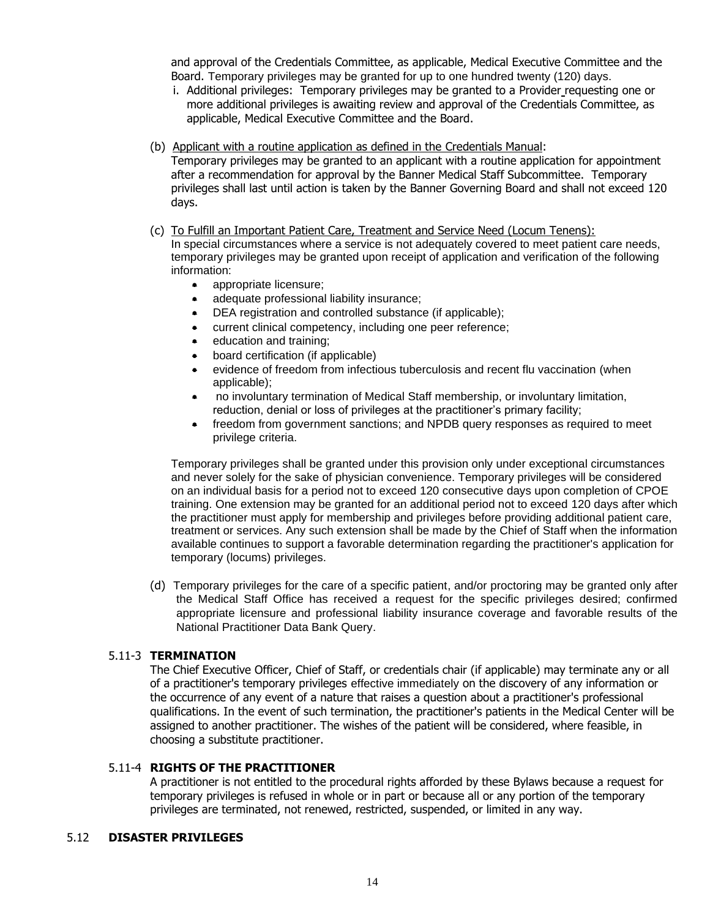and approval of the Credentials Committee, as applicable, Medical Executive Committee and the Board. Temporary privileges may be granted for up to one hundred twenty (120) days.

i. Additional privileges: Temporary privileges may be granted to a Provider requesting one or more additional privileges is awaiting review and approval of the Credentials Committee, as applicable, Medical Executive Committee and the Board.

(b) Applicant with a routine application as defined in the Credentials Manual:
Temporary privileges may be granted to an applicant with a routine application for appointment after a recommendation for approval by the Banner Medical Staff Subcommittee. Temporary privileges shall last until action is taken by the Banner Governing Board and shall not exceed 120 days.

(c) To Fulfill an Important Patient Care, Treatment and Service Need (Locum Tenens):
In special circumstances where a service is not adequately covered to meet patient care needs, temporary privileges may be granted upon receipt of application and verification of the following information:

- appropriate licensure;
- adequate professional liability insurance;
- DEA registration and controlled substance (if applicable);
- current clinical competency, including one peer reference;
- education and training;
- board certification (if applicable)
- evidence of freedom from infectious tuberculosis and recent flu vaccination (when applicable);
- no involuntary termination of Medical Staff membership, or involuntary limitation, reduction, denial or loss of privileges at the practitioner's primary facility;
- freedom from government sanctions; and NPDB query responses as required to meet privilege criteria.

Temporary privileges shall be granted under this provision only under exceptional circumstances and never solely for the sake of physician convenience. Temporary privileges will be considered on an individual basis for a period not to exceed 120 consecutive days upon completion of CPOE training. One extension may be granted for an additional period not to exceed 120 days after which the practitioner must apply for membership and privileges before providing additional patient care, treatment or services. Any such extension shall be made by the Chief of Staff when the information available continues to support a favorable determination regarding the practitioner's application for temporary (locums) privileges.

(d) Temporary privileges for the care of a specific patient, and/or proctoring may be granted only after the Medical Staff Office has received a request for the specific privileges desired; confirmed appropriate licensure and professional liability insurance coverage and favorable results of the National Practitioner Data Bank Query.

5.11-3 **TERMINATION**

The Chief Executive Officer, Chief of Staff, or credentials chair (if applicable) may terminate any or all of a practitioner's temporary privileges effective immediately on the discovery of any information or the occurrence of any event of a nature that raises a question about a practitioner's professional qualifications. In the event of such termination, the practitioner's patients in the Medical Center will be assigned to another practitioner. The wishes of the patient will be considered, where feasible, in choosing a substitute practitioner.

5.11-4 **RIGHTS OF THE PRACTITIONER**

A practitioner is not entitled to the procedural rights afforded by these Bylaws because a request for temporary privileges is refused in whole or in part or because all or any portion of the temporary privileges are terminated, not renewed, restricted, suspended, or limited in any way.

5.12 **DISASTER PRIVILEGES**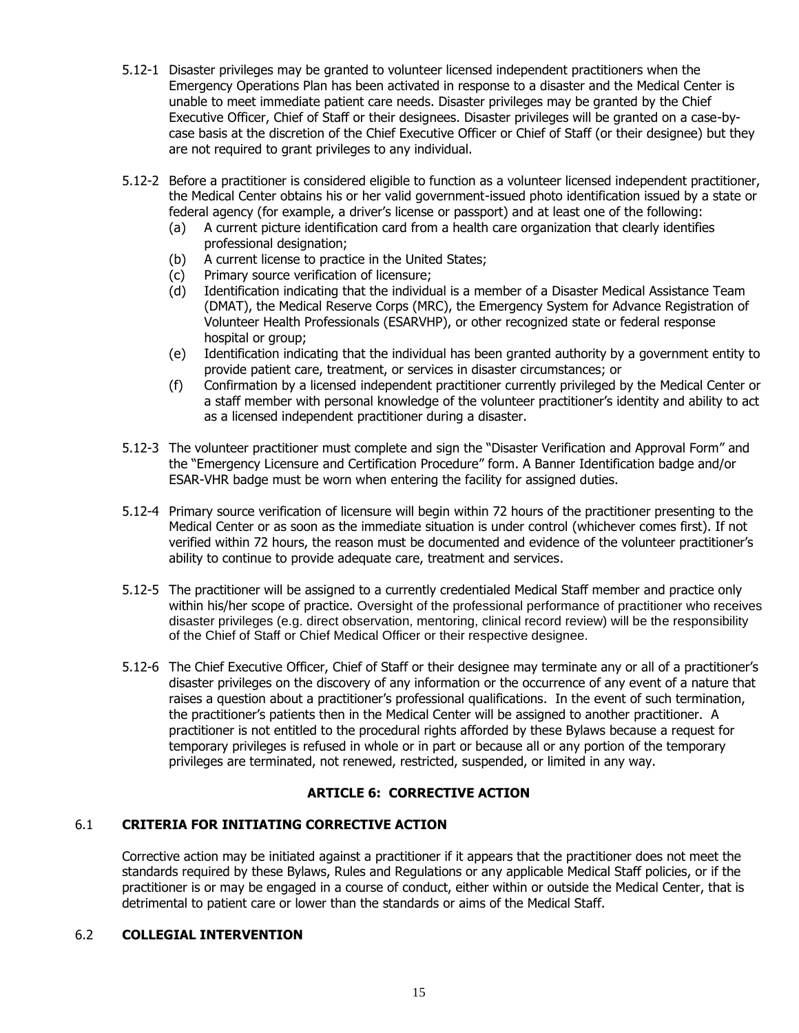5.12-1 Disaster privileges may be granted to volunteer licensed independent practitioners when the Emergency Operations Plan has been activated in response to a disaster and the Medical Center is unable to meet immediate patient care needs. Disaster privileges may be granted by the Chief Executive Officer, Chief of Staff or their designees. Disaster privileges will be granted on a case-by-case basis at the discretion of the Chief Executive Officer or Chief of Staff (or their designee) but they are not required to grant privileges to any individual.

5.12-2 Before a practitioner is considered eligible to function as a volunteer licensed independent practitioner, the Medical Center obtains his or her valid government-issued photo identification issued by a state or federal agency (for example, a driver's license or passport) and at least one of the following:

(a) A current picture identification card from a health care organization that clearly identifies professional designation;

(b) A current license to practice in the United States;

(c) Primary source verification of licensure;

(d) Identification indicating that the individual is a member of a Disaster Medical Assistance Team (DMAT), the Medical Reserve Corps (MRC), the Emergency System for Advance Registration of Volunteer Health Professionals (ESARVHP), or other recognized state or federal response hospital or group;

(e) Identification indicating that the individual has been granted authority by a government entity to provide patient care, treatment, or services in disaster circumstances; or

(f) Confirmation by a licensed independent practitioner currently privileged by the Medical Center or a staff member with personal knowledge of the volunteer practitioner's identity and ability to act as a licensed independent practitioner during a disaster.

5.12-3 The volunteer practitioner must complete and sign the "Disaster Verification and Approval Form" and the "Emergency Licensure and Certification Procedure" form. A Banner Identification badge and/or ESAR-VHR badge must be worn when entering the facility for assigned duties.

5.12-4 Primary source verification of licensure will begin within 72 hours of the practitioner presenting to the Medical Center or as soon as the immediate situation is under control (whichever comes first). If not verified within 72 hours, the reason must be documented and evidence of the volunteer practitioner's ability to continue to provide adequate care, treatment and services.

5.12-5 The practitioner will be assigned to a currently credentialed Medical Staff member and practice only within his/her scope of practice. Oversight of the professional performance of practitioner who receives disaster privileges (e.g. direct observation, mentoring, clinical record review) will be the responsibility of the Chief of Staff or Chief Medical Officer or their respective designee.

5.12-6 The Chief Executive Officer, Chief of Staff or their designee may terminate any or all of a practitioner's disaster privileges on the discovery of any information or the occurrence of any event of a nature that raises a question about a practitioner's professional qualifications. In the event of such termination, the practitioner's patients then in the Medical Center will be assigned to another practitioner. A practitioner is not entitled to the procedural rights afforded by these Bylaws because a request for temporary privileges is refused in whole or in part or because all or any portion of the temporary privileges are terminated, not renewed, restricted, suspended, or limited in any way.

## ARTICLE 6: CORRECTIVE ACTION

### 6.1 CRITERIA FOR INITIATING CORRECTIVE ACTION

Corrective action may be initiated against a practitioner if it appears that the practitioner does not meet the standards required by these Bylaws, Rules and Regulations or any applicable Medical Staff policies, or if the practitioner is or may be engaged in a course of conduct, either within or outside the Medical Center, that is detrimental to patient care or lower than the standards or aims of the Medical Staff.

### 6.2 COLLEGIAL INTERVENTION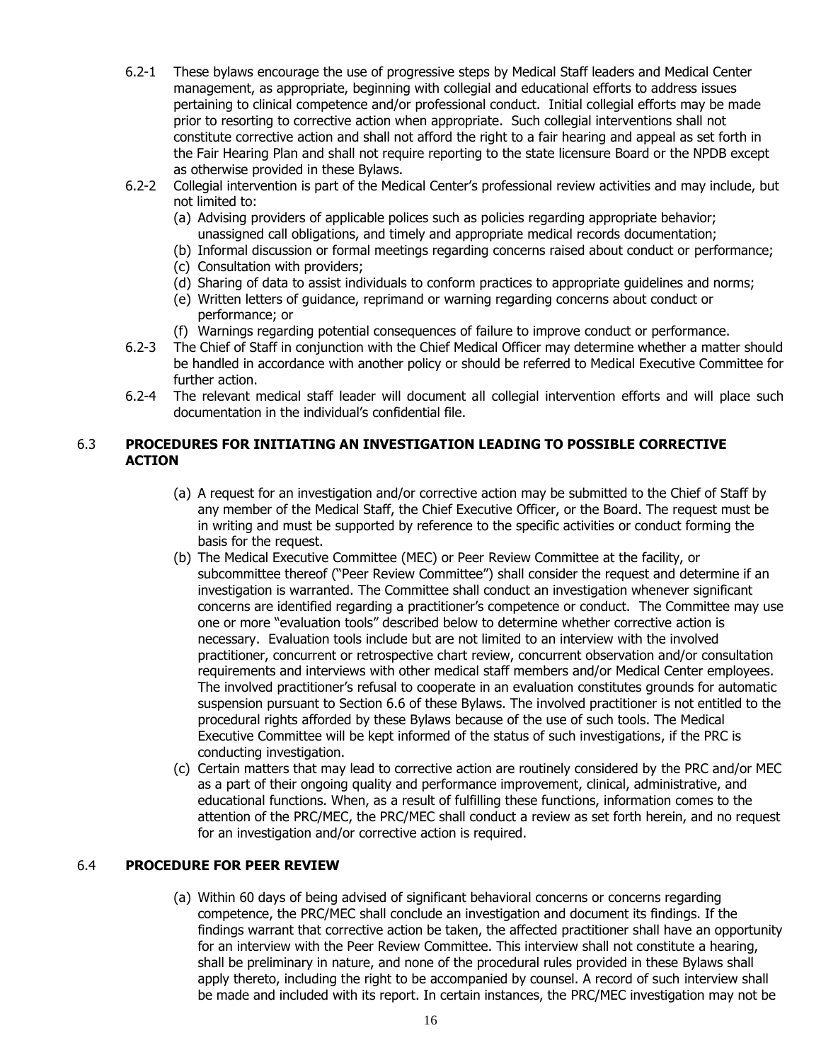6.2-1 These bylaws encourage the use of progressive steps by Medical Staff leaders and Medical Center management, as appropriate, beginning with collegial and educational efforts to address issues pertaining to clinical competence and/or professional conduct. Initial collegial efforts may be made prior to resorting to corrective action when appropriate. Such collegial interventions shall not constitute corrective action and shall not afford the right to a fair hearing and appeal as set forth in the Fair Hearing Plan and shall not require reporting to the state licensure Board or the NPDB except as otherwise provided in these Bylaws.

6.2-2 Collegial intervention is part of the Medical Center's professional review activities and may include, but not limited to:

- (a) Advising providers of applicable polices such as policies regarding appropriate behavior; unassigned call obligations, and timely and appropriate medical records documentation;
- (b) Informal discussion or formal meetings regarding concerns raised about conduct or performance;
- (c) Consultation with providers;
- (d) Sharing of data to assist individuals to conform practices to appropriate guidelines and norms;
- (e) Written letters of guidance, reprimand or warning regarding concerns about conduct or performance; or
- (f) Warnings regarding potential consequences of failure to improve conduct or performance.

6.2-3 The Chief of Staff in conjunction with the Chief Medical Officer may determine whether a matter should be handled in accordance with another policy or should be referred to Medical Executive Committee for further action.

6.2-4 The relevant medical staff leader will document all collegial intervention efforts and will place such documentation in the individual's confidential file.

## 6.3 PROCEDURES FOR INITIATING AN INVESTIGATION LEADING TO POSSIBLE CORRECTIVE ACTION

(a) A request for an investigation and/or corrective action may be submitted to the Chief of Staff by any member of the Medical Staff, the Chief Executive Officer, or the Board. The request must be in writing and must be supported by reference to the specific activities or conduct forming the basis for the request.

(b) The Medical Executive Committee (MEC) or Peer Review Committee at the facility, or subcommittee thereof ("Peer Review Committee") shall consider the request and determine if an investigation is warranted. The Committee shall conduct an investigation whenever significant concerns are identified regarding a practitioner's competence or conduct. The Committee may use one or more "evaluation tools" described below to determine whether corrective action is necessary. Evaluation tools include but are not limited to an interview with the involved practitioner, concurrent or retrospective chart review, concurrent observation and/or consultation requirements and interviews with other medical staff members and/or Medical Center employees. The involved practitioner's refusal to cooperate in an evaluation constitutes grounds for automatic suspension pursuant to Section 6.6 of these Bylaws. The involved practitioner is not entitled to the procedural rights afforded by these Bylaws because of the use of such tools. The Medical Executive Committee will be kept informed of the status of such investigations, if the PRC is conducting investigation.

(c) Certain matters that may lead to corrective action are routinely considered by the PRC and/or MEC as a part of their ongoing quality and performance improvement, clinical, administrative, and educational functions. When, as a result of fulfilling these functions, information comes to the attention of the PRC/MEC, the PRC/MEC shall conduct a review as set forth herein, and no request for an investigation and/or corrective action is required.

## 6.4 PROCEDURE FOR PEER REVIEW

(a) Within 60 days of being advised of significant behavioral concerns or concerns regarding competence, the PRC/MEC shall conclude an investigation and document its findings. If the findings warrant that corrective action be taken, the affected practitioner shall have an opportunity for an interview with the Peer Review Committee. This interview shall not constitute a hearing, shall be preliminary in nature, and none of the procedural rules provided in these Bylaws shall apply thereto, including the right to be accompanied by counsel. A record of such interview shall be made and included with its report. In certain instances, the PRC/MEC investigation may not be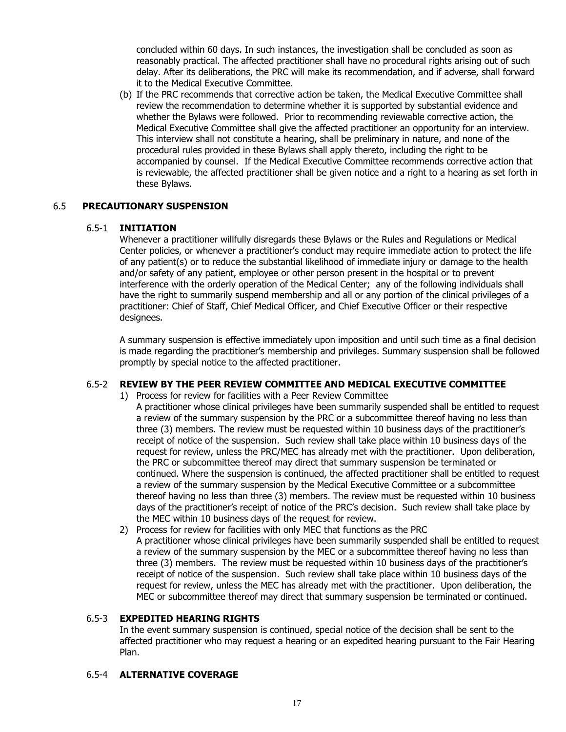concluded within 60 days. In such instances, the investigation shall be concluded as soon as reasonably practical. The affected practitioner shall have no procedural rights arising out of such delay. After its deliberations, the PRC will make its recommendation, and if adverse, shall forward it to the Medical Executive Committee.

(b) If the PRC recommends that corrective action be taken, the Medical Executive Committee shall review the recommendation to determine whether it is supported by substantial evidence and whether the Bylaws were followed. Prior to recommending reviewable corrective action, the Medical Executive Committee shall give the affected practitioner an opportunity for an interview. This interview shall not constitute a hearing, shall be preliminary in nature, and none of the procedural rules provided in these Bylaws shall apply thereto, including the right to be accompanied by counsel. If the Medical Executive Committee recommends corrective action that is reviewable, the affected practitioner shall be given notice and a right to a hearing as set forth in these Bylaws.

## 6.5 PRECAUTIONARY SUSPENSION

### 6.5-1 INITIATION

Whenever a practitioner willfully disregards these Bylaws or the Rules and Regulations or Medical Center policies, or whenever a practitioner's conduct may require immediate action to protect the life of any patient(s) or to reduce the substantial likelihood of immediate injury or damage to the health and/or safety of any patient, employee or other person present in the hospital or to prevent interference with the orderly operation of the Medical Center; any of the following individuals shall have the right to summarily suspend membership and all or any portion of the clinical privileges of a practitioner: Chief of Staff, Chief Medical Officer, and Chief Executive Officer or their respective designees.

A summary suspension is effective immediately upon imposition and until such time as a final decision is made regarding the practitioner's membership and privileges. Summary suspension shall be followed promptly by special notice to the affected practitioner.

### 6.5-2 REVIEW BY THE PEER REVIEW COMMITTEE AND MEDICAL EXECUTIVE COMMITTEE

1) Process for review for facilities with a Peer Review Committee
   A practitioner whose clinical privileges have been summarily suspended shall be entitled to request a review of the summary suspension by the PRC or a subcommittee thereof having no less than three (3) members. The review must be requested within 10 business days of the practitioner's receipt of notice of the suspension. Such review shall take place within 10 business days of the request for review, unless the PRC/MEC has already met with the practitioner. Upon deliberation, the PRC or subcommittee thereof may direct that summary suspension be terminated or continued. Where the suspension is continued, the affected practitioner shall be entitled to request a review of the summary suspension by the Medical Executive Committee or a subcommittee thereof having no less than three (3) members. The review must be requested within 10 business days of the practitioner's receipt of notice of the PRC's decision. Such review shall take place by the MEC within 10 business days of the request for review.
2) Process for review for facilities with only MEC that functions as the PRC
   A practitioner whose clinical privileges have been summarily suspended shall be entitled to request a review of the summary suspension by the MEC or a subcommittee thereof having no less than three (3) members. The review must be requested within 10 business days of the practitioner's receipt of notice of the suspension. Such review shall take place within 10 business days of the request for review, unless the MEC has already met with the practitioner. Upon deliberation, the MEC or subcommittee thereof may direct that summary suspension be terminated or continued.

### 6.5-3 EXPEDITED HEARING RIGHTS

In the event summary suspension is continued, special notice of the decision shall be sent to the affected practitioner who may request a hearing or an expedited hearing pursuant to the Fair Hearing Plan.

### 6.5-4 ALTERNATIVE COVERAGE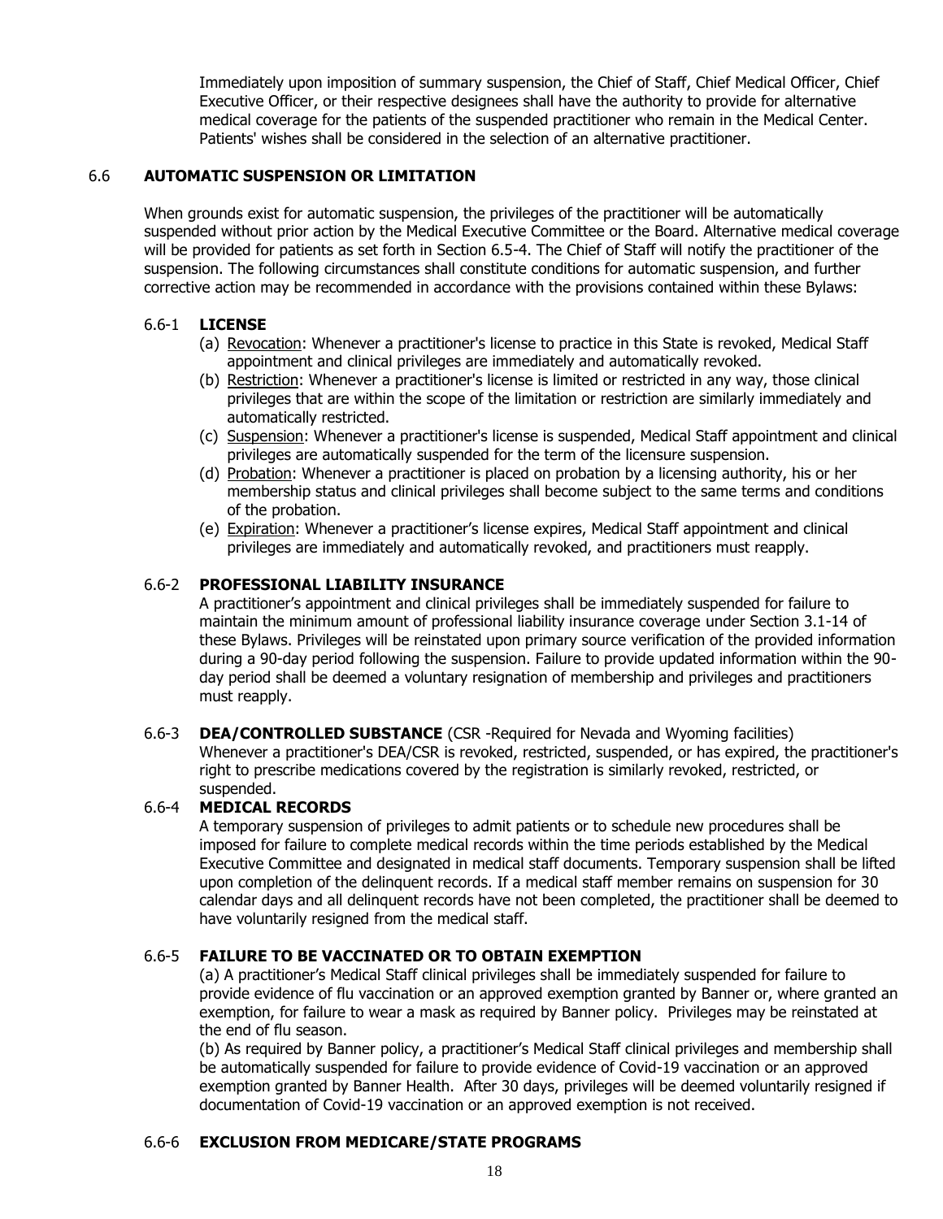Immediately upon imposition of summary suspension, the Chief of Staff, Chief Medical Officer, Chief Executive Officer, or their respective designees shall have the authority to provide for alternative medical coverage for the patients of the suspended practitioner who remain in the Medical Center. Patients' wishes shall be considered in the selection of an alternative practitioner.

## 6.6 AUTOMATIC SUSPENSION OR LIMITATION

When grounds exist for automatic suspension, the privileges of the practitioner will be automatically suspended without prior action by the Medical Executive Committee or the Board. Alternative medical coverage will be provided for patients as set forth in Section 6.5-4. The Chief of Staff will notify the practitioner of the suspension. The following circumstances shall constitute conditions for automatic suspension, and further corrective action may be recommended in accordance with the provisions contained within these Bylaws:

### 6.6-1 LICENSE

(a) Revocation: Whenever a practitioner's license to practice in this State is revoked, Medical Staff appointment and clinical privileges are immediately and automatically revoked.
(b) Restriction: Whenever a practitioner's license is limited or restricted in any way, those clinical privileges that are within the scope of the limitation or restriction are similarly immediately and automatically restricted.
(c) Suspension: Whenever a practitioner's license is suspended, Medical Staff appointment and clinical privileges are automatically suspended for the term of the licensure suspension.
(d) Probation: Whenever a practitioner is placed on probation by a licensing authority, his or her membership status and clinical privileges shall become subject to the same terms and conditions of the probation.
(e) Expiration: Whenever a practitioner's license expires, Medical Staff appointment and clinical privileges are immediately and automatically revoked, and practitioners must reapply.

### 6.6-2 PROFESSIONAL LIABILITY INSURANCE

A practitioner's appointment and clinical privileges shall be immediately suspended for failure to maintain the minimum amount of professional liability insurance coverage under Section 3.1-14 of these Bylaws. Privileges will be reinstated upon primary source verification of the provided information during a 90-day period following the suspension. Failure to provide updated information within the 90-day period shall be deemed a voluntary resignation of membership and privileges and practitioners must reapply.

### 6.6-3 DEA/CONTROLLED SUBSTANCE (CSR -Required for Nevada and Wyoming facilities)

Whenever a practitioner's DEA/CSR is revoked, restricted, suspended, or has expired, the practitioner's right to prescribe medications covered by the registration is similarly revoked, restricted, or suspended.

### 6.6-4 MEDICAL RECORDS

A temporary suspension of privileges to admit patients or to schedule new procedures shall be imposed for failure to complete medical records within the time periods established by the Medical Executive Committee and designated in medical staff documents. Temporary suspension shall be lifted upon completion of the delinquent records. If a medical staff member remains on suspension for 30 calendar days and all delinquent records have not been completed, the practitioner shall be deemed to have voluntarily resigned from the medical staff.

### 6.6-5 FAILURE TO BE VACCINATED OR TO OBTAIN EXEMPTION

(a) A practitioner's Medical Staff clinical privileges shall be immediately suspended for failure to provide evidence of flu vaccination or an approved exemption granted by Banner or, where granted an exemption, for failure to wear a mask as required by Banner policy. Privileges may be reinstated at the end of flu season.

(b) As required by Banner policy, a practitioner's Medical Staff clinical privileges and membership shall be automatically suspended for failure to provide evidence of Covid-19 vaccination or an approved exemption granted by Banner Health. After 30 days, privileges will be deemed voluntarily resigned if documentation of Covid-19 vaccination or an approved exemption is not received.

### 6.6-6 EXCLUSION FROM MEDICARE/STATE PROGRAMS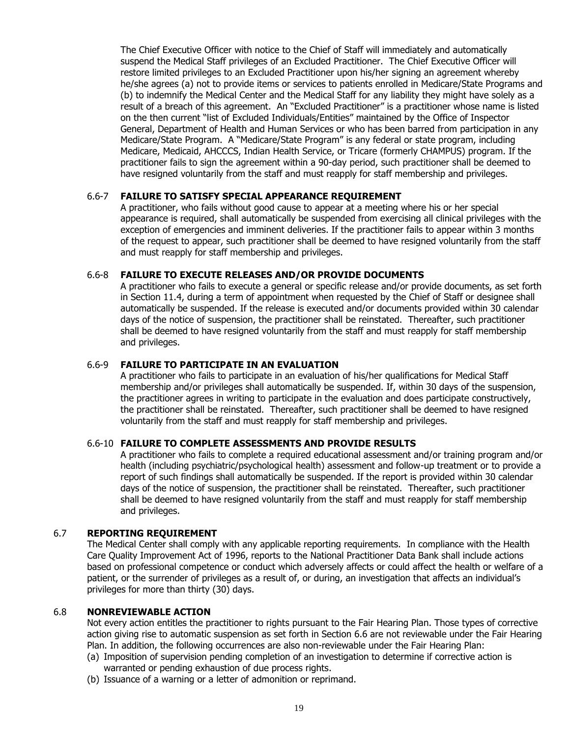The Chief Executive Officer with notice to the Chief of Staff will immediately and automatically suspend the Medical Staff privileges of an Excluded Practitioner. The Chief Executive Officer will restore limited privileges to an Excluded Practitioner upon his/her signing an agreement whereby he/she agrees (a) not to provide items or services to patients enrolled in Medicare/State Programs and (b) to indemnify the Medical Center and the Medical Staff for any liability they might have solely as a result of a breach of this agreement. An "Excluded Practitioner" is a practitioner whose name is listed on the then current "list of Excluded Individuals/Entities" maintained by the Office of Inspector General, Department of Health and Human Services or who has been barred from participation in any Medicare/State Program. A "Medicare/State Program" is any federal or state program, including Medicare, Medicaid, AHCCCS, Indian Health Service, or Tricare (formerly CHAMPUS) program. If the practitioner fails to sign the agreement within a 90-day period, such practitioner shall be deemed to have resigned voluntarily from the staff and must reapply for staff membership and privileges.

#### 6.6-7 FAILURE TO SATISFY SPECIAL APPEARANCE REQUIREMENT

A practitioner, who fails without good cause to appear at a meeting where his or her special appearance is required, shall automatically be suspended from exercising all clinical privileges with the exception of emergencies and imminent deliveries. If the practitioner fails to appear within 3 months of the request to appear, such practitioner shall be deemed to have resigned voluntarily from the staff and must reapply for staff membership and privileges.

#### 6.6-8 FAILURE TO EXECUTE RELEASES AND/OR PROVIDE DOCUMENTS

A practitioner who fails to execute a general or specific release and/or provide documents, as set forth in Section 11.4, during a term of appointment when requested by the Chief of Staff or designee shall automatically be suspended. If the release is executed and/or documents provided within 30 calendar days of the notice of suspension, the practitioner shall be reinstated. Thereafter, such practitioner shall be deemed to have resigned voluntarily from the staff and must reapply for staff membership and privileges.

#### 6.6-9 FAILURE TO PARTICIPATE IN AN EVALUATION

A practitioner who fails to participate in an evaluation of his/her qualifications for Medical Staff membership and/or privileges shall automatically be suspended. If, within 30 days of the suspension, the practitioner agrees in writing to participate in the evaluation and does participate constructively, the practitioner shall be reinstated. Thereafter, such practitioner shall be deemed to have resigned voluntarily from the staff and must reapply for staff membership and privileges.

#### 6.6-10 FAILURE TO COMPLETE ASSESSMENTS AND PROVIDE RESULTS

A practitioner who fails to complete a required educational assessment and/or training program and/or health (including psychiatric/psychological health) assessment and follow-up treatment or to provide a report of such findings shall automatically be suspended. If the report is provided within 30 calendar days of the notice of suspension, the practitioner shall be reinstated. Thereafter, such practitioner shall be deemed to have resigned voluntarily from the staff and must reapply for staff membership and privileges.

### 6.7 REPORTING REQUIREMENT

The Medical Center shall comply with any applicable reporting requirements. In compliance with the Health Care Quality Improvement Act of 1996, reports to the National Practitioner Data Bank shall include actions based on professional competence or conduct which adversely affects or could affect the health or welfare of a patient, or the surrender of privileges as a result of, or during, an investigation that affects an individual's privileges for more than thirty (30) days.

### 6.8 NONREVIEWABLE ACTION

Not every action entitles the practitioner to rights pursuant to the Fair Hearing Plan. Those types of corrective action giving rise to automatic suspension as set forth in Section 6.6 are not reviewable under the Fair Hearing Plan. In addition, the following occurrences are also non-reviewable under the Fair Hearing Plan:

(a) Imposition of supervision pending completion of an investigation to determine if corrective action is warranted or pending exhaustion of due process rights.
(b) Issuance of a warning or a letter of admonition or reprimand.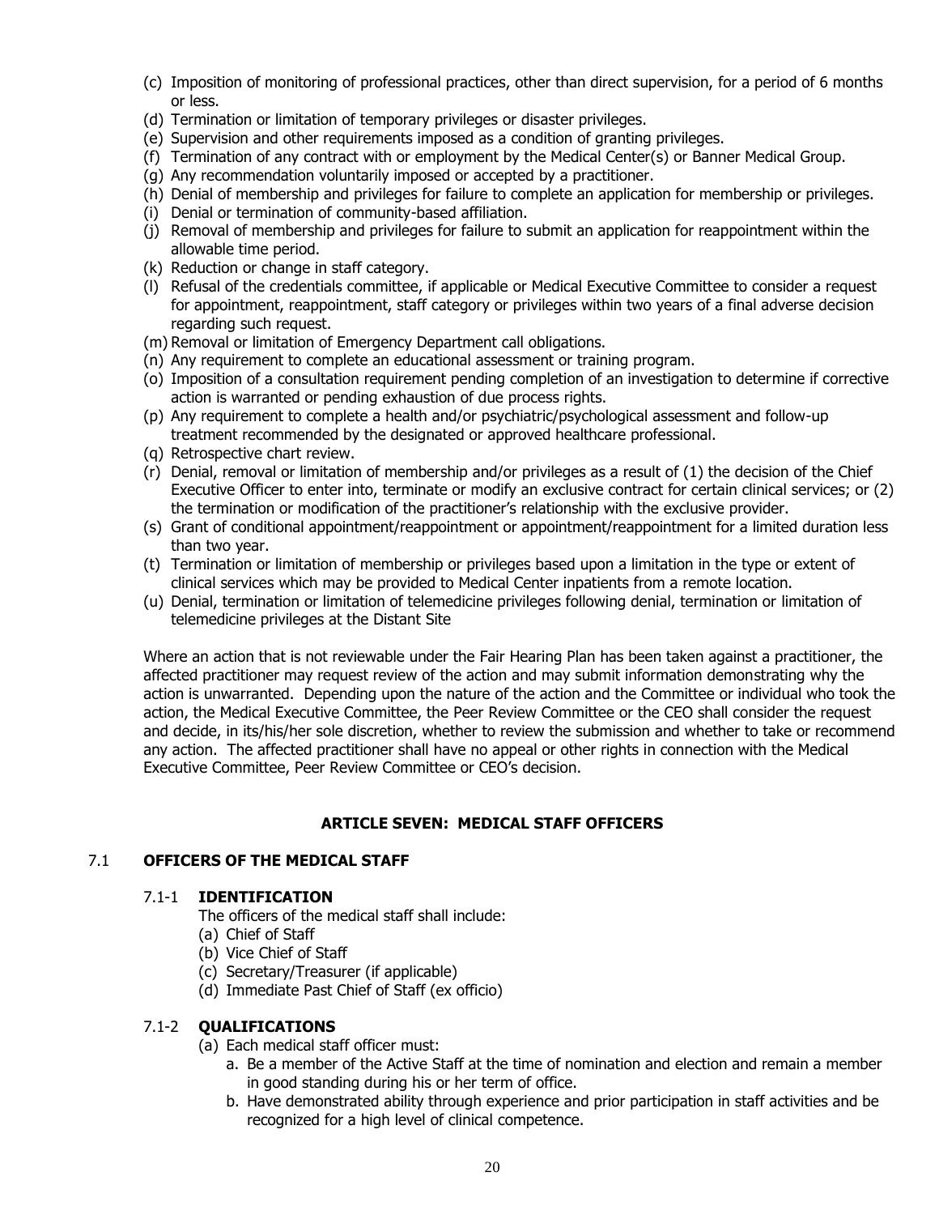(c) Imposition of monitoring of professional practices, other than direct supervision, for a period of 6 months or less.
(d) Termination or limitation of temporary privileges or disaster privileges.
(e) Supervision and other requirements imposed as a condition of granting privileges.
(f) Termination of any contract with or employment by the Medical Center(s) or Banner Medical Group.
(g) Any recommendation voluntarily imposed or accepted by a practitioner.
(h) Denial of membership and privileges for failure to complete an application for membership or privileges.
(i) Denial or termination of community-based affiliation.
(j) Removal of membership and privileges for failure to submit an application for reappointment within the allowable time period.
(k) Reduction or change in staff category.
(l) Refusal of the credentials committee, if applicable or Medical Executive Committee to consider a request for appointment, reappointment, staff category or privileges within two years of a final adverse decision regarding such request.
(m) Removal or limitation of Emergency Department call obligations.
(n) Any requirement to complete an educational assessment or training program.
(o) Imposition of a consultation requirement pending completion of an investigation to determine if corrective action is warranted or pending exhaustion of due process rights.
(p) Any requirement to complete a health and/or psychiatric/psychological assessment and follow-up treatment recommended by the designated or approved healthcare professional.
(q) Retrospective chart review.
(r) Denial, removal or limitation of membership and/or privileges as a result of (1) the decision of the Chief Executive Officer to enter into, terminate or modify an exclusive contract for certain clinical services; or (2) the termination or modification of the practitioner's relationship with the exclusive provider.
(s) Grant of conditional appointment/reappointment or appointment/reappointment for a limited duration less than two year.
(t) Termination or limitation of membership or privileges based upon a limitation in the type or extent of clinical services which may be provided to Medical Center inpatients from a remote location.
(u) Denial, termination or limitation of telemedicine privileges following denial, termination or limitation of telemedicine privileges at the Distant Site

Where an action that is not reviewable under the Fair Hearing Plan has been taken against a practitioner, the affected practitioner may request review of the action and may submit information demonstrating why the action is unwarranted. Depending upon the nature of the action and the Committee or individual who took the action, the Medical Executive Committee, the Peer Review Committee or the CEO shall consider the request and decide, in its/his/her sole discretion, whether to review the submission and whether to take or recommend any action. The affected practitioner shall have no appeal or other rights in connection with the Medical Executive Committee, Peer Review Committee or CEO's decision.

## ARTICLE SEVEN: MEDICAL STAFF OFFICERS

### 7.1 OFFICERS OF THE MEDICAL STAFF

#### 7.1-1 IDENTIFICATION

The officers of the medical staff shall include:

(a) Chief of Staff
(b) Vice Chief of Staff
(c) Secretary/Treasurer (if applicable)
(d) Immediate Past Chief of Staff (ex officio)

#### 7.1-2 QUALIFICATIONS

(a) Each medical staff officer must:
   a. Be a member of the Active Staff at the time of nomination and election and remain a member in good standing during his or her term of office.
   b. Have demonstrated ability through experience and prior participation in staff activities and be recognized for a high level of clinical competence.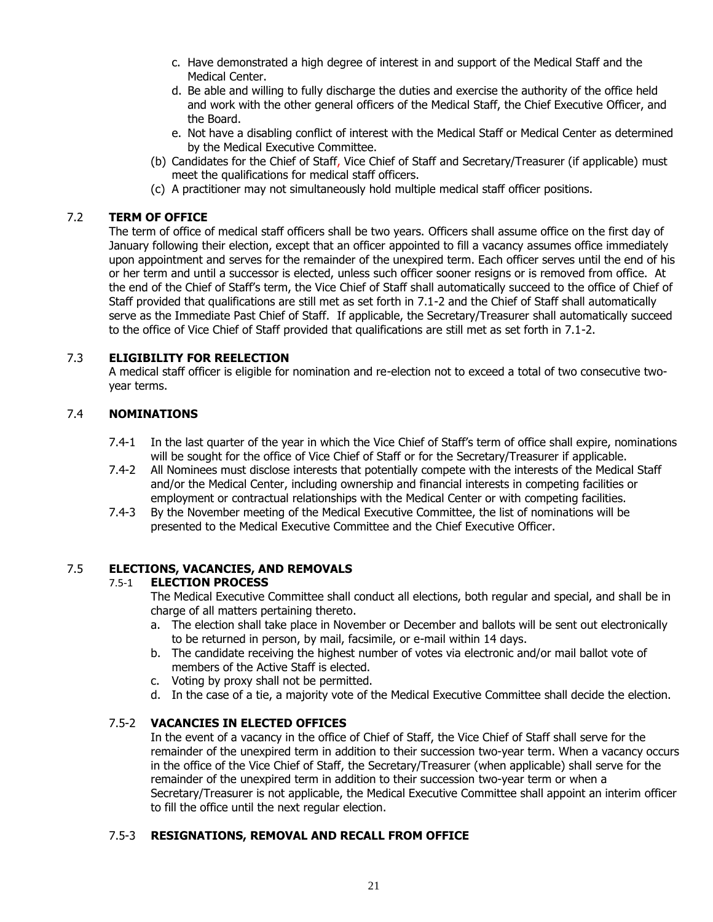c. Have demonstrated a high degree of interest in and support of the Medical Staff and the Medical Center.
   d. Be able and willing to fully discharge the duties and exercise the authority of the office held and work with the other general officers of the Medical Staff, the Chief Executive Officer, and the Board.
   e. Not have a disabling conflict of interest with the Medical Staff or Medical Center as determined by the Medical Executive Committee.

(b) Candidates for the Chief of Staff, Vice Chief of Staff and Secretary/Treasurer (if applicable) must meet the qualifications for medical staff officers.

(c) A practitioner may not simultaneously hold multiple medical staff officer positions.

## 7.2 TERM OF OFFICE

The term of office of medical staff officers shall be two years. Officers shall assume office on the first day of January following their election, except that an officer appointed to fill a vacancy assumes office immediately upon appointment and serves for the remainder of the unexpired term. Each officer serves until the end of his or her term and until a successor is elected, unless such officer sooner resigns or is removed from office. At the end of the Chief of Staff's term, the Vice Chief of Staff shall automatically succeed to the office of Chief of Staff provided that qualifications are still met as set forth in 7.1-2 and the Chief of Staff shall automatically serve as the Immediate Past Chief of Staff. If applicable, the Secretary/Treasurer shall automatically succeed to the office of Vice Chief of Staff provided that qualifications are still met as set forth in 7.1-2.

## 7.3 ELIGIBILITY FOR REELECTION

A medical staff officer is eligible for nomination and re-election not to exceed a total of two consecutive two-year terms.

## 7.4 NOMINATIONS

7.4-1 In the last quarter of the year in which the Vice Chief of Staff's term of office shall expire, nominations will be sought for the office of Vice Chief of Staff or for the Secretary/Treasurer if applicable.

7.4-2 All Nominees must disclose interests that potentially compete with the interests of the Medical Staff and/or the Medical Center, including ownership and financial interests in competing facilities or employment or contractual relationships with the Medical Center or with competing facilities.

7.4-3 By the November meeting of the Medical Executive Committee, the list of nominations will be presented to the Medical Executive Committee and the Chief Executive Officer.

## 7.5 ELECTIONS, VACANCIES, AND REMOVALS

### 7.5-1 ELECTION PROCESS

The Medical Executive Committee shall conduct all elections, both regular and special, and shall be in charge of all matters pertaining thereto.

a. The election shall take place in November or December and ballots will be sent out electronically to be returned in person, by mail, facsimile, or e-mail within 14 days.
b. The candidate receiving the highest number of votes via electronic and/or mail ballot vote of members of the Active Staff is elected.
c. Voting by proxy shall not be permitted.
d. In the case of a tie, a majority vote of the Medical Executive Committee shall decide the election.

### 7.5-2 VACANCIES IN ELECTED OFFICES

In the event of a vacancy in the office of Chief of Staff, the Vice Chief of Staff shall serve for the remainder of the unexpired term in addition to their succession two-year term. When a vacancy occurs in the office of the Vice Chief of Staff, the Secretary/Treasurer (when applicable) shall serve for the remainder of the unexpired term in addition to their succession two-year term or when a Secretary/Treasurer is not applicable, the Medical Executive Committee shall appoint an interim officer to fill the office until the next regular election.

### 7.5-3 RESIGNATIONS, REMOVAL AND RECALL FROM OFFICE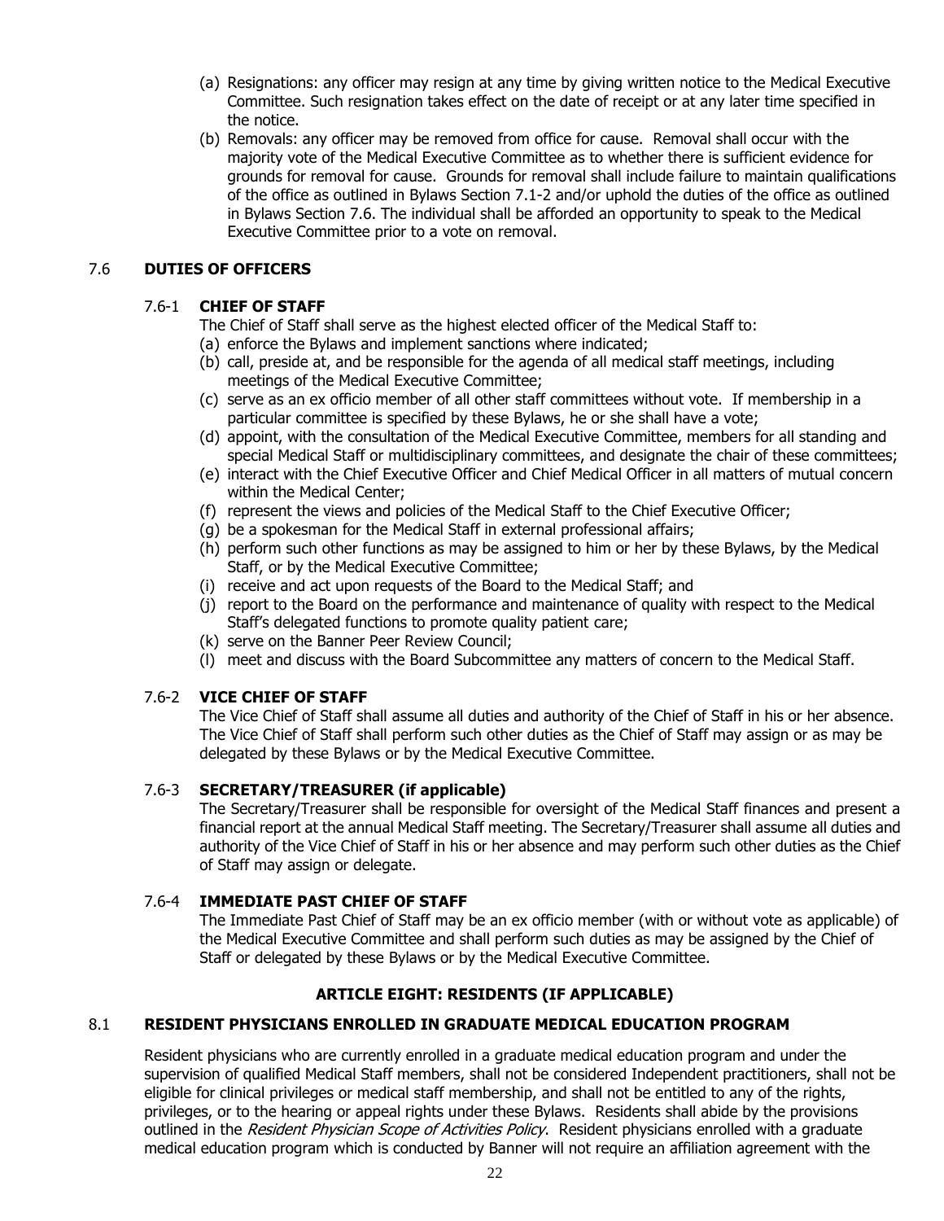(a) Resignations: any officer may resign at any time by giving written notice to the Medical Executive Committee. Such resignation takes effect on the date of receipt or at any later time specified in the notice.

(b) Removals: any officer may be removed from office for cause. Removal shall occur with the majority vote of the Medical Executive Committee as to whether there is sufficient evidence for grounds for removal for cause. Grounds for removal shall include failure to maintain qualifications of the office as outlined in Bylaws Section 7.1-2 and/or uphold the duties of the office as outlined in Bylaws Section 7.6. The individual shall be afforded an opportunity to speak to the Medical Executive Committee prior to a vote on removal.

## 7.6 DUTIES OF OFFICERS

### 7.6-1 CHIEF OF STAFF

The Chief of Staff shall serve as the highest elected officer of the Medical Staff to:

(a) enforce the Bylaws and implement sanctions where indicated;
(b) call, preside at, and be responsible for the agenda of all medical staff meetings, including meetings of the Medical Executive Committee;
(c) serve as an ex officio member of all other staff committees without vote. If membership in a particular committee is specified by these Bylaws, he or she shall have a vote;
(d) appoint, with the consultation of the Medical Executive Committee, members for all standing and special Medical Staff or multidisciplinary committees, and designate the chair of these committees;
(e) interact with the Chief Executive Officer and Chief Medical Officer in all matters of mutual concern within the Medical Center;
(f) represent the views and policies of the Medical Staff to the Chief Executive Officer;
(g) be a spokesman for the Medical Staff in external professional affairs;
(h) perform such other functions as may be assigned to him or her by these Bylaws, by the Medical Staff, or by the Medical Executive Committee;
(i) receive and act upon requests of the Board to the Medical Staff; and
(j) report to the Board on the performance and maintenance of quality with respect to the Medical Staff's delegated functions to promote quality patient care;
(k) serve on the Banner Peer Review Council;
(l) meet and discuss with the Board Subcommittee any matters of concern to the Medical Staff.

### 7.6-2 VICE CHIEF OF STAFF

The Vice Chief of Staff shall assume all duties and authority of the Chief of Staff in his or her absence. The Vice Chief of Staff shall perform such other duties as the Chief of Staff may assign or as may be delegated by these Bylaws or by the Medical Executive Committee.

### 7.6-3 SECRETARY/TREASURER (if applicable)

The Secretary/Treasurer shall be responsible for oversight of the Medical Staff finances and present a financial report at the annual Medical Staff meeting. The Secretary/Treasurer shall assume all duties and authority of the Vice Chief of Staff in his or her absence and may perform such other duties as the Chief of Staff may assign or delegate.

### 7.6-4 IMMEDIATE PAST CHIEF OF STAFF

The Immediate Past Chief of Staff may be an ex officio member (with or without vote as applicable) of the Medical Executive Committee and shall perform such duties as may be assigned by the Chief of Staff or delegated by these Bylaws or by the Medical Executive Committee.

# ARTICLE EIGHT: RESIDENTS (IF APPLICABLE)

## 8.1 RESIDENT PHYSICIANS ENROLLED IN GRADUATE MEDICAL EDUCATION PROGRAM

Resident physicians who are currently enrolled in a graduate medical education program and under the supervision of qualified Medical Staff members, shall not be considered Independent practitioners, shall not be eligible for clinical privileges or medical staff membership, and shall not be entitled to any of the rights, privileges, or to the hearing or appeal rights under these Bylaws. Residents shall abide by the provisions outlined in the *Resident Physician Scope of Activities Policy*. Resident physicians enrolled with a graduate medical education program which is conducted by Banner will not require an affiliation agreement with the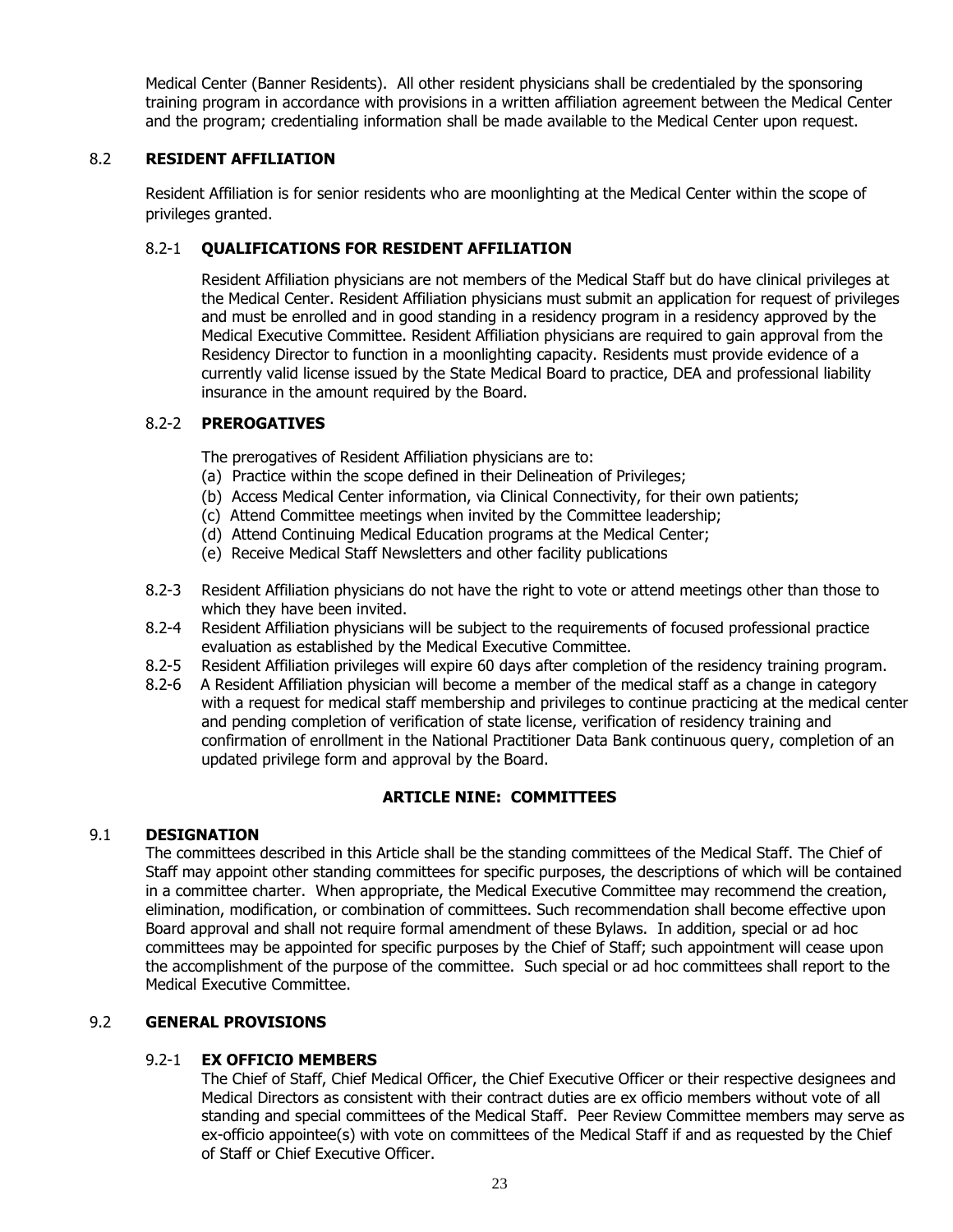Medical Center (Banner Residents). All other resident physicians shall be credentialed by the sponsoring training program in accordance with provisions in a written affiliation agreement between the Medical Center and the program; credentialing information shall be made available to the Medical Center upon request.

### 8.2 RESIDENT AFFILIATION

Resident Affiliation is for senior residents who are moonlighting at the Medical Center within the scope of privileges granted.

#### 8.2-1 QUALIFICATIONS FOR RESIDENT AFFILIATION

Resident Affiliation physicians are not members of the Medical Staff but do have clinical privileges at the Medical Center. Resident Affiliation physicians must submit an application for request of privileges and must be enrolled and in good standing in a residency program in a residency approved by the Medical Executive Committee. Resident Affiliation physicians are required to gain approval from the Residency Director to function in a moonlighting capacity. Residents must provide evidence of a currently valid license issued by the State Medical Board to practice, DEA and professional liability insurance in the amount required by the Board.

#### 8.2-2 PREROGATIVES

The prerogatives of Resident Affiliation physicians are to:

(a) Practice within the scope defined in their Delineation of Privileges;
(b) Access Medical Center information, via Clinical Connectivity, for their own patients;
(c) Attend Committee meetings when invited by the Committee leadership;
(d) Attend Continuing Medical Education programs at the Medical Center;
(e) Receive Medical Staff Newsletters and other facility publications

8.2-3 Resident Affiliation physicians do not have the right to vote or attend meetings other than those to which they have been invited.

8.2-4 Resident Affiliation physicians will be subject to the requirements of focused professional practice evaluation as established by the Medical Executive Committee.

8.2-5 Resident Affiliation privileges will expire 60 days after completion of the residency training program.

8.2-6 A Resident Affiliation physician will become a member of the medical staff as a change in category with a request for medical staff membership and privileges to continue practicing at the medical center and pending completion of verification of state license, verification of residency training and confirmation of enrollment in the National Practitioner Data Bank continuous query, completion of an updated privilege form and approval by the Board.

## ARTICLE NINE: COMMITTEES

### 9.1 DESIGNATION

The committees described in this Article shall be the standing committees of the Medical Staff. The Chief of Staff may appoint other standing committees for specific purposes, the descriptions of which will be contained in a committee charter. When appropriate, the Medical Executive Committee may recommend the creation, elimination, modification, or combination of committees. Such recommendation shall become effective upon Board approval and shall not require formal amendment of these Bylaws. In addition, special or ad hoc committees may be appointed for specific purposes by the Chief of Staff; such appointment will cease upon the accomplishment of the purpose of the committee. Such special or ad hoc committees shall report to the Medical Executive Committee.

### 9.2 GENERAL PROVISIONS

#### 9.2-1 EX OFFICIO MEMBERS

The Chief of Staff, Chief Medical Officer, the Chief Executive Officer or their respective designees and Medical Directors as consistent with their contract duties are ex officio members without vote of all standing and special committees of the Medical Staff. Peer Review Committee members may serve as ex-officio appointee(s) with vote on committees of the Medical Staff if and as requested by the Chief of Staff or Chief Executive Officer.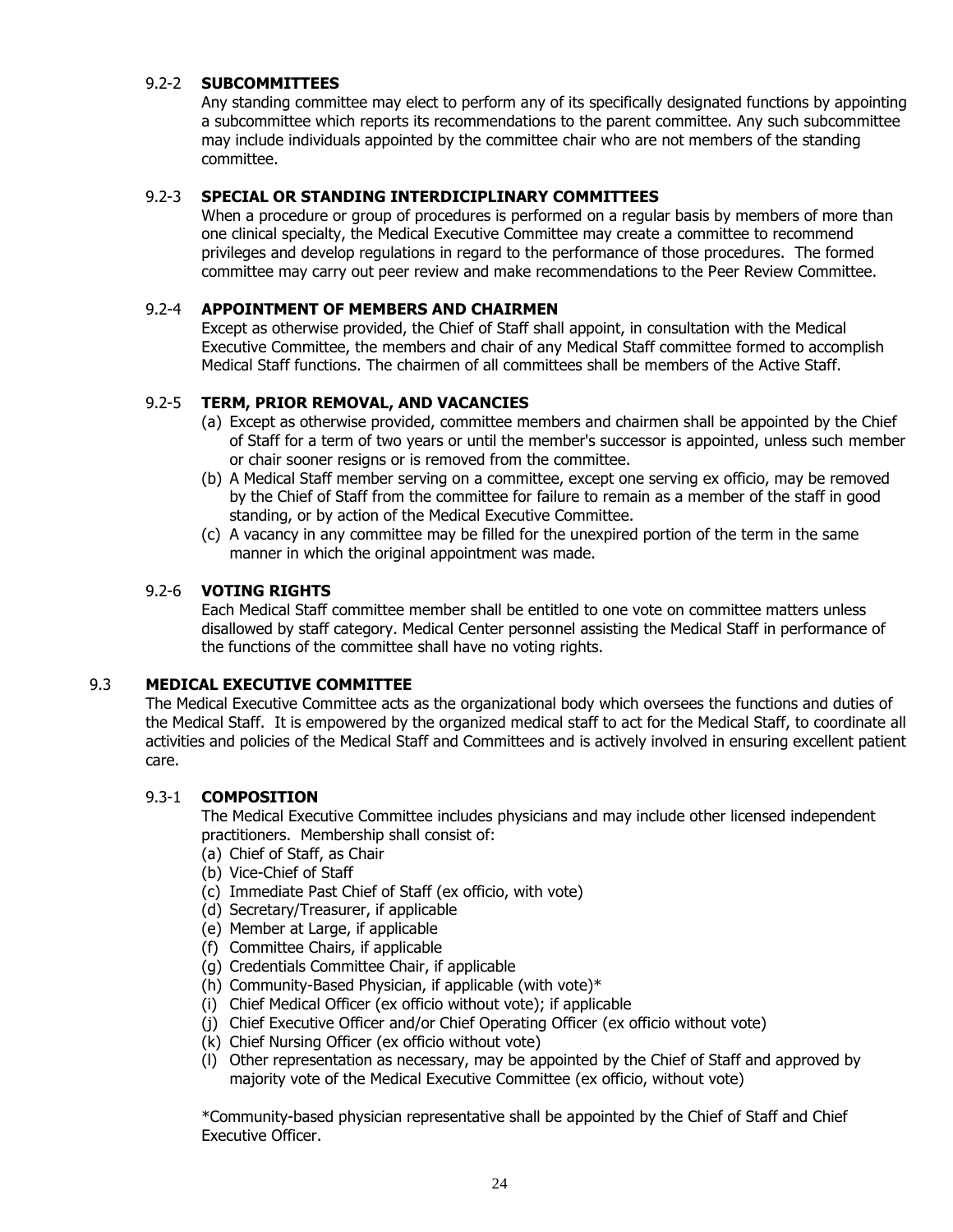#### 9.2-2 **SUBCOMMITTEES**

Any standing committee may elect to perform any of its specifically designated functions by appointing a subcommittee which reports its recommendations to the parent committee. Any such subcommittee may include individuals appointed by the committee chair who are not members of the standing committee.

#### 9.2-3 **SPECIAL OR STANDING INTERDICIPLINARY COMMITTEES**

When a procedure or group of procedures is performed on a regular basis by members of more than one clinical specialty, the Medical Executive Committee may create a committee to recommend privileges and develop regulations in regard to the performance of those procedures. The formed committee may carry out peer review and make recommendations to the Peer Review Committee.

#### 9.2-4 **APPOINTMENT OF MEMBERS AND CHAIRMEN**

Except as otherwise provided, the Chief of Staff shall appoint, in consultation with the Medical Executive Committee, the members and chair of any Medical Staff committee formed to accomplish Medical Staff functions. The chairmen of all committees shall be members of the Active Staff.

#### 9.2-5 **TERM, PRIOR REMOVAL, AND VACANCIES**

(a) Except as otherwise provided, committee members and chairmen shall be appointed by the Chief of Staff for a term of two years or until the member's successor is appointed, unless such member or chair sooner resigns or is removed from the committee.
(b) A Medical Staff member serving on a committee, except one serving ex officio, may be removed by the Chief of Staff from the committee for failure to remain as a member of the staff in good standing, or by action of the Medical Executive Committee.
(c) A vacancy in any committee may be filled for the unexpired portion of the term in the same manner in which the original appointment was made.

#### 9.2-6 **VOTING RIGHTS**

Each Medical Staff committee member shall be entitled to one vote on committee matters unless disallowed by staff category. Medical Center personnel assisting the Medical Staff in performance of the functions of the committee shall have no voting rights.

### 9.3 **MEDICAL EXECUTIVE COMMITTEE**

The Medical Executive Committee acts as the organizational body which oversees the functions and duties of the Medical Staff. It is empowered by the organized medical staff to act for the Medical Staff, to coordinate all activities and policies of the Medical Staff and Committees and is actively involved in ensuring excellent patient care.

#### 9.3-1 **COMPOSITION**

The Medical Executive Committee includes physicians and may include other licensed independent practitioners. Membership shall consist of:

(a) Chief of Staff, as Chair
(b) Vice-Chief of Staff
(c) Immediate Past Chief of Staff (ex officio, with vote)
(d) Secretary/Treasurer, if applicable
(e) Member at Large, if applicable
(f) Committee Chairs, if applicable
(g) Credentials Committee Chair, if applicable
(h) Community-Based Physician, if applicable (with vote)*
(i) Chief Medical Officer (ex officio without vote); if applicable
(j) Chief Executive Officer and/or Chief Operating Officer (ex officio without vote)
(k) Chief Nursing Officer (ex officio without vote)
(l) Other representation as necessary, may be appointed by the Chief of Staff and approved by majority vote of the Medical Executive Committee (ex officio, without vote)

*Community-based physician representative shall be appointed by the Chief of Staff and Chief Executive Officer.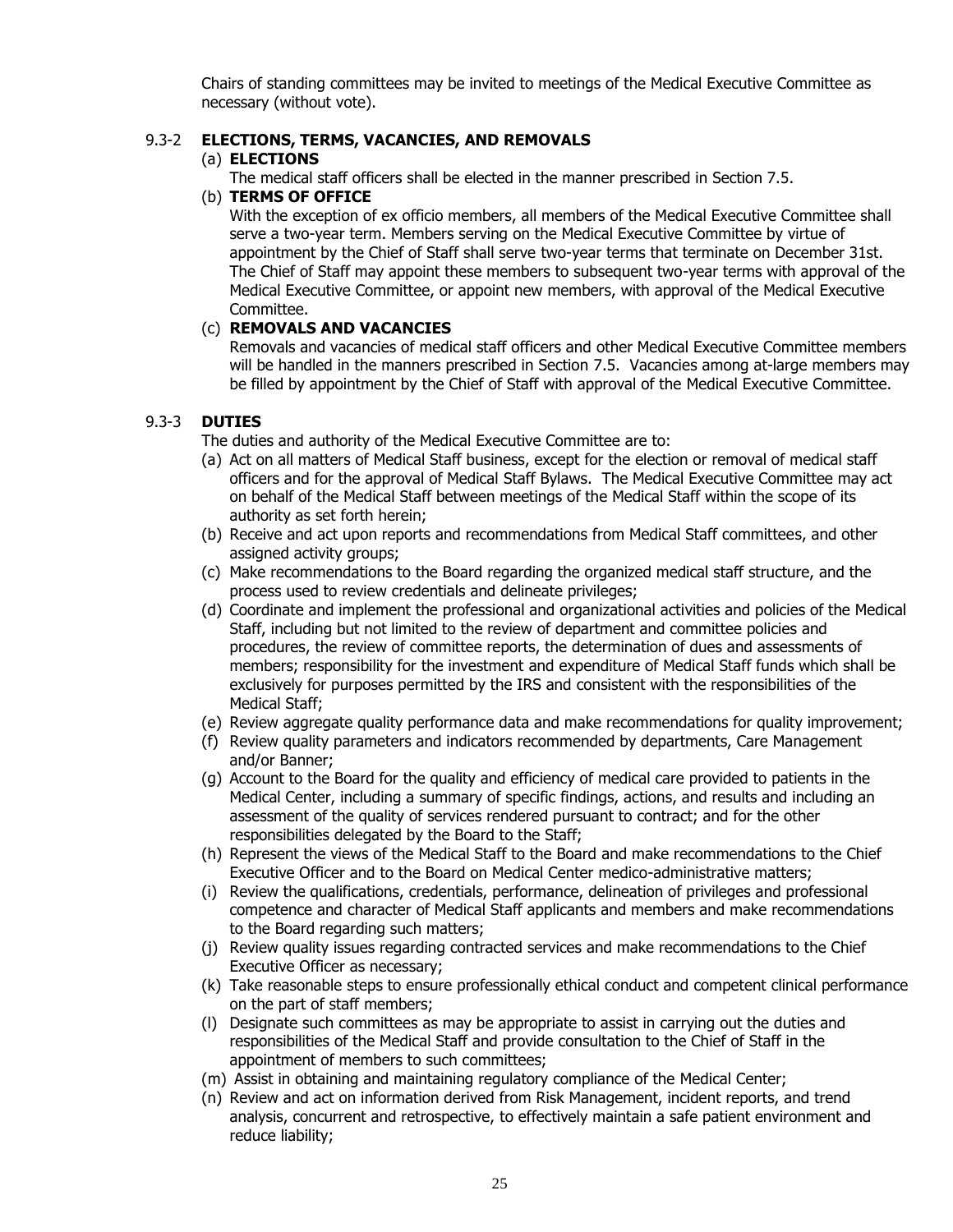Chairs of standing committees may be invited to meetings of the Medical Executive Committee as necessary (without vote).

### 9.3-2 ELECTIONS, TERMS, VACANCIES, AND REMOVALS

(a) **ELECTIONS**

The medical staff officers shall be elected in the manner prescribed in Section 7.5.

(b) **TERMS OF OFFICE**

With the exception of ex officio members, all members of the Medical Executive Committee shall serve a two-year term. Members serving on the Medical Executive Committee by virtue of appointment by the Chief of Staff shall serve two-year terms that terminate on December 31st. The Chief of Staff may appoint these members to subsequent two-year terms with approval of the Medical Executive Committee, or appoint new members, with approval of the Medical Executive Committee.

(c) **REMOVALS AND VACANCIES**

Removals and vacancies of medical staff officers and other Medical Executive Committee members will be handled in the manners prescribed in Section 7.5. Vacancies among at-large members may be filled by appointment by the Chief of Staff with approval of the Medical Executive Committee.

### 9.3-3 DUTIES

The duties and authority of the Medical Executive Committee are to:

(a) Act on all matters of Medical Staff business, except for the election or removal of medical staff officers and for the approval of Medical Staff Bylaws. The Medical Executive Committee may act on behalf of the Medical Staff between meetings of the Medical Staff within the scope of its authority as set forth herein;

(b) Receive and act upon reports and recommendations from Medical Staff committees, and other assigned activity groups;

(c) Make recommendations to the Board regarding the organized medical staff structure, and the process used to review credentials and delineate privileges;

(d) Coordinate and implement the professional and organizational activities and policies of the Medical Staff, including but not limited to the review of department and committee policies and procedures, the review of committee reports, the determination of dues and assessments of members; responsibility for the investment and expenditure of Medical Staff funds which shall be exclusively for purposes permitted by the IRS and consistent with the responsibilities of the Medical Staff;

(e) Review aggregate quality performance data and make recommendations for quality improvement;

(f) Review quality parameters and indicators recommended by departments, Care Management and/or Banner;

(g) Account to the Board for the quality and efficiency of medical care provided to patients in the Medical Center, including a summary of specific findings, actions, and results and including an assessment of the quality of services rendered pursuant to contract; and for the other responsibilities delegated by the Board to the Staff;

(h) Represent the views of the Medical Staff to the Board and make recommendations to the Chief Executive Officer and to the Board on Medical Center medico-administrative matters;

(i) Review the qualifications, credentials, performance, delineation of privileges and professional competence and character of Medical Staff applicants and members and make recommendations to the Board regarding such matters;

(j) Review quality issues regarding contracted services and make recommendations to the Chief Executive Officer as necessary;

(k) Take reasonable steps to ensure professionally ethical conduct and competent clinical performance on the part of staff members;

(l) Designate such committees as may be appropriate to assist in carrying out the duties and responsibilities of the Medical Staff and provide consultation to the Chief of Staff in the appointment of members to such committees;

(m) Assist in obtaining and maintaining regulatory compliance of the Medical Center;

(n) Review and act on information derived from Risk Management, incident reports, and trend analysis, concurrent and retrospective, to effectively maintain a safe patient environment and reduce liability;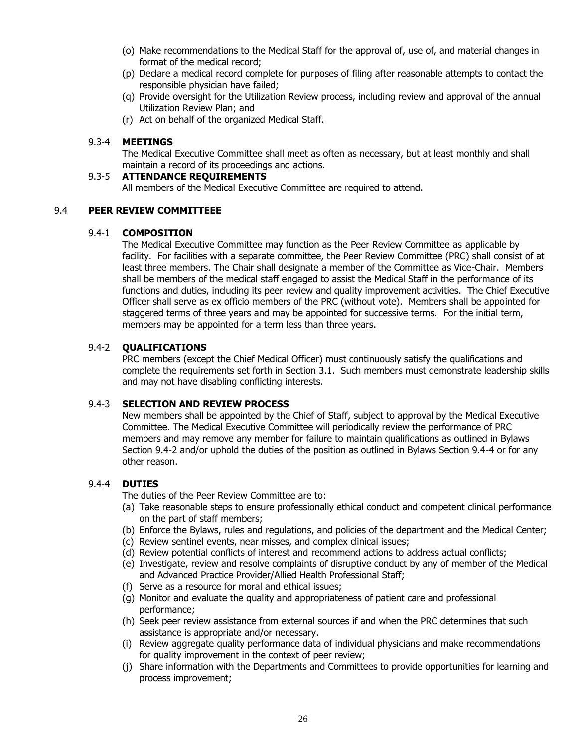(o) Make recommendations to the Medical Staff for the approval of, use of, and material changes in format of the medical record;
(p) Declare a medical record complete for purposes of filing after reasonable attempts to contact the responsible physician have failed;
(q) Provide oversight for the Utilization Review process, including review and approval of the annual Utilization Review Plan; and
(r) Act on behalf of the organized Medical Staff.

9.3-4 **MEETINGS**

The Medical Executive Committee shall meet as often as necessary, but at least monthly and shall maintain a record of its proceedings and actions.

9.3-5 **ATTENDANCE REQUIREMENTS**

All members of the Medical Executive Committee are required to attend.

## 9.4 PEER REVIEW COMMITTEEE

9.4-1 **COMPOSITION**

The Medical Executive Committee may function as the Peer Review Committee as applicable by facility. For facilities with a separate committee, the Peer Review Committee (PRC) shall consist of at least three members. The Chair shall designate a member of the Committee as Vice-Chair. Members shall be members of the medical staff engaged to assist the Medical Staff in the performance of its functions and duties, including its peer review and quality improvement activities. The Chief Executive Officer shall serve as ex officio members of the PRC (without vote). Members shall be appointed for staggered terms of three years and may be appointed for successive terms. For the initial term, members may be appointed for a term less than three years.

9.4-2 **QUALIFICATIONS**

PRC members (except the Chief Medical Officer) must continuously satisfy the qualifications and complete the requirements set forth in Section 3.1. Such members must demonstrate leadership skills and may not have disabling conflicting interests.

9.4-3 **SELECTION AND REVIEW PROCESS**

New members shall be appointed by the Chief of Staff, subject to approval by the Medical Executive Committee. The Medical Executive Committee will periodically review the performance of PRC members and may remove any member for failure to maintain qualifications as outlined in Bylaws Section 9.4-2 and/or uphold the duties of the position as outlined in Bylaws Section 9.4-4 or for any other reason.

9.4-4 **DUTIES**

The duties of the Peer Review Committee are to:

(a) Take reasonable steps to ensure professionally ethical conduct and competent clinical performance on the part of staff members;
(b) Enforce the Bylaws, rules and regulations, and policies of the department and the Medical Center;
(c) Review sentinel events, near misses, and complex clinical issues;
(d) Review potential conflicts of interest and recommend actions to address actual conflicts;
(e) Investigate, review and resolve complaints of disruptive conduct by any of member of the Medical and Advanced Practice Provider/Allied Health Professional Staff;
(f) Serve as a resource for moral and ethical issues;
(g) Monitor and evaluate the quality and appropriateness of patient care and professional performance;
(h) Seek peer review assistance from external sources if and when the PRC determines that such assistance is appropriate and/or necessary.
(i) Review aggregate quality performance data of individual physicians and make recommendations for quality improvement in the context of peer review;
(j) Share information with the Departments and Committees to provide opportunities for learning and process improvement;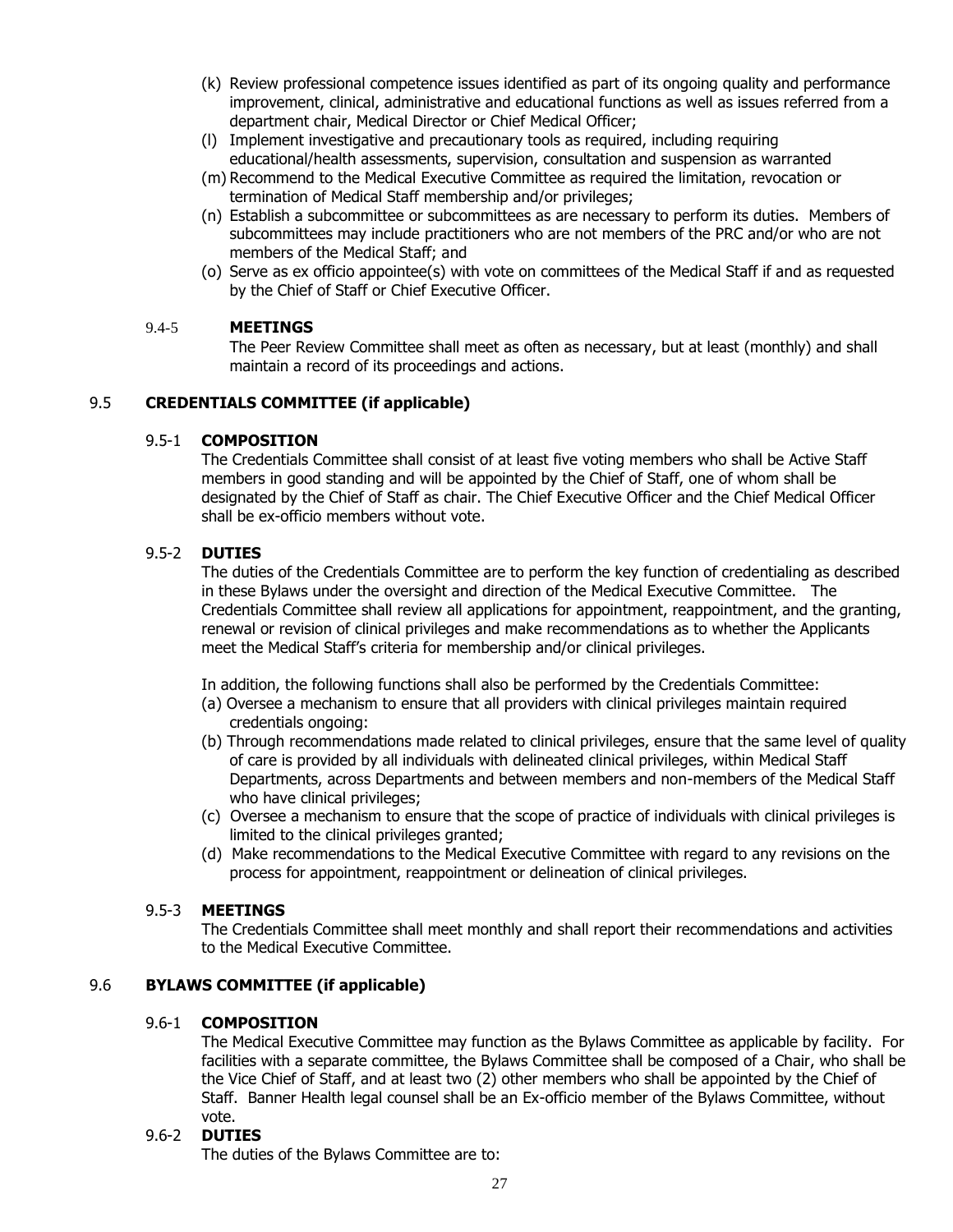(k) Review professional competence issues identified as part of its ongoing quality and performance improvement, clinical, administrative and educational functions as well as issues referred from a department chair, Medical Director or Chief Medical Officer;

(l) Implement investigative and precautionary tools as required, including requiring educational/health assessments, supervision, consultation and suspension as warranted

(m) Recommend to the Medical Executive Committee as required the limitation, revocation or termination of Medical Staff membership and/or privileges;

(n) Establish a subcommittee or subcommittees as are necessary to perform its duties. Members of subcommittees may include practitioners who are not members of the PRC and/or who are not members of the Medical Staff; and

(o) Serve as ex officio appointee(s) with vote on committees of the Medical Staff if and as requested by the Chief of Staff or Chief Executive Officer.

#### 9.4-5 MEETINGS

The Peer Review Committee shall meet as often as necessary, but at least (monthly) and shall maintain a record of its proceedings and actions.

### 9.5 CREDENTIALS COMMITTEE (if applicable)

#### 9.5-1 COMPOSITION

The Credentials Committee shall consist of at least five voting members who shall be Active Staff members in good standing and will be appointed by the Chief of Staff, one of whom shall be designated by the Chief of Staff as chair. The Chief Executive Officer and the Chief Medical Officer shall be ex-officio members without vote.

#### 9.5-2 DUTIES

The duties of the Credentials Committee are to perform the key function of credentialing as described in these Bylaws under the oversight and direction of the Medical Executive Committee. The Credentials Committee shall review all applications for appointment, reappointment, and the granting, renewal or revision of clinical privileges and make recommendations as to whether the Applicants meet the Medical Staff's criteria for membership and/or clinical privileges.

In addition, the following functions shall also be performed by the Credentials Committee:

(a) Oversee a mechanism to ensure that all providers with clinical privileges maintain required credentials ongoing:

(b) Through recommendations made related to clinical privileges, ensure that the same level of quality of care is provided by all individuals with delineated clinical privileges, within Medical Staff Departments, across Departments and between members and non-members of the Medical Staff who have clinical privileges;

(c) Oversee a mechanism to ensure that the scope of practice of individuals with clinical privileges is limited to the clinical privileges granted;

(d) Make recommendations to the Medical Executive Committee with regard to any revisions on the process for appointment, reappointment or delineation of clinical privileges.

#### 9.5-3 MEETINGS

The Credentials Committee shall meet monthly and shall report their recommendations and activities to the Medical Executive Committee.

### 9.6 BYLAWS COMMITTEE (if applicable)

#### 9.6-1 COMPOSITION

The Medical Executive Committee may function as the Bylaws Committee as applicable by facility. For facilities with a separate committee, the Bylaws Committee shall be composed of a Chair, who shall be the Vice Chief of Staff, and at least two (2) other members who shall be appointed by the Chief of Staff. Banner Health legal counsel shall be an Ex-officio member of the Bylaws Committee, without vote.

#### 9.6-2 DUTIES

The duties of the Bylaws Committee are to: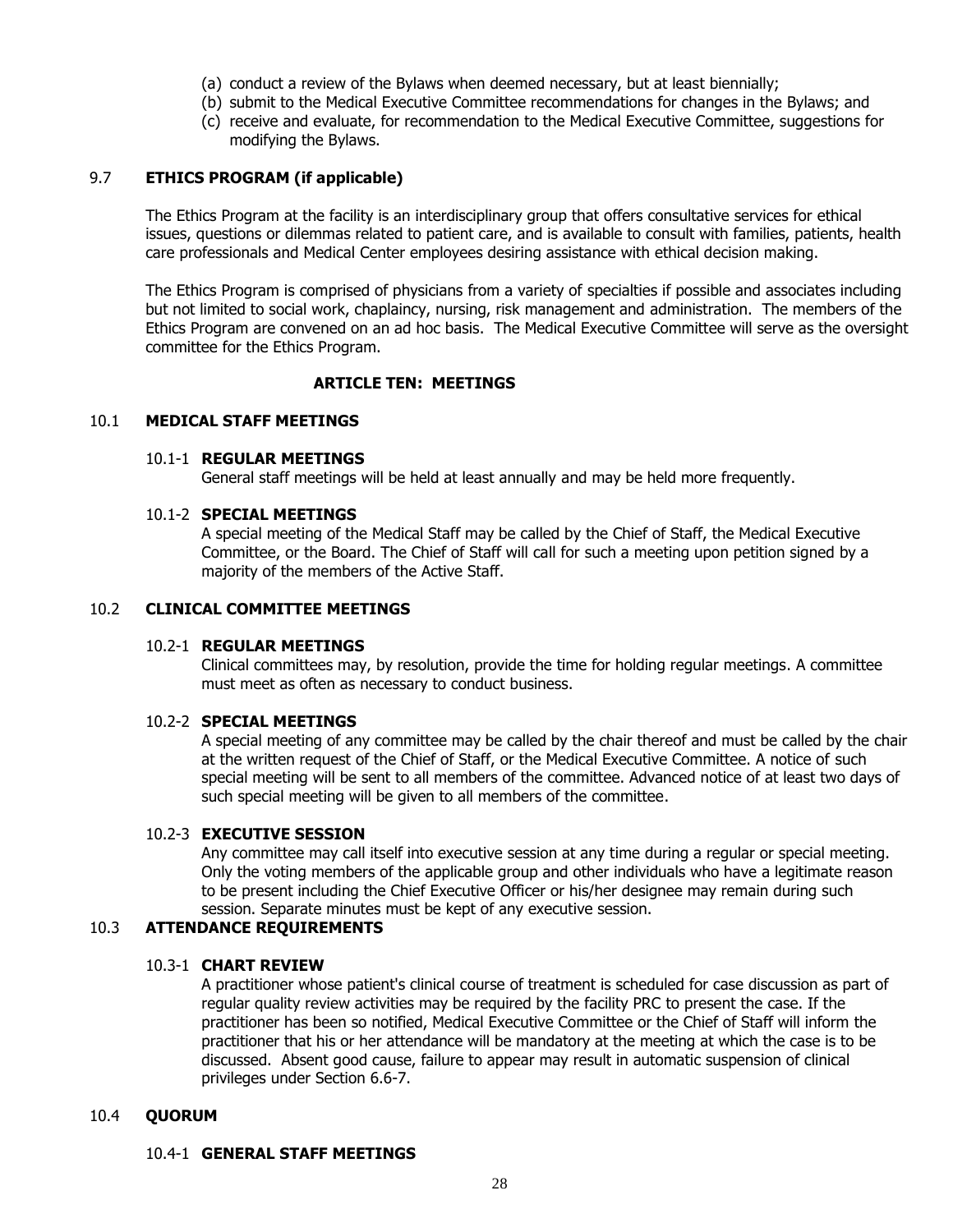(a) conduct a review of the Bylaws when deemed necessary, but at least biennially;
(b) submit to the Medical Executive Committee recommendations for changes in the Bylaws; and
(c) receive and evaluate, for recommendation to the Medical Executive Committee, suggestions for modifying the Bylaws.

### 9.7 ETHICS PROGRAM (if applicable)

The Ethics Program at the facility is an interdisciplinary group that offers consultative services for ethical issues, questions or dilemmas related to patient care, and is available to consult with families, patients, health care professionals and Medical Center employees desiring assistance with ethical decision making.

The Ethics Program is comprised of physicians from a variety of specialties if possible and associates including but not limited to social work, chaplaincy, nursing, risk management and administration. The members of the Ethics Program are convened on an ad hoc basis. The Medical Executive Committee will serve as the oversight committee for the Ethics Program.

## ARTICLE TEN: MEETINGS

### 10.1 MEDICAL STAFF MEETINGS

#### 10.1-1 REGULAR MEETINGS

General staff meetings will be held at least annually and may be held more frequently.

#### 10.1-2 SPECIAL MEETINGS

A special meeting of the Medical Staff may be called by the Chief of Staff, the Medical Executive Committee, or the Board. The Chief of Staff will call for such a meeting upon petition signed by a majority of the members of the Active Staff.

### 10.2 CLINICAL COMMITTEE MEETINGS

#### 10.2-1 REGULAR MEETINGS

Clinical committees may, by resolution, provide the time for holding regular meetings. A committee must meet as often as necessary to conduct business.

#### 10.2-2 SPECIAL MEETINGS

A special meeting of any committee may be called by the chair thereof and must be called by the chair at the written request of the Chief of Staff, or the Medical Executive Committee. A notice of such special meeting will be sent to all members of the committee. Advanced notice of at least two days of such special meeting will be given to all members of the committee.

#### 10.2-3 EXECUTIVE SESSION

Any committee may call itself into executive session at any time during a regular or special meeting. Only the voting members of the applicable group and other individuals who have a legitimate reason to be present including the Chief Executive Officer or his/her designee may remain during such session. Separate minutes must be kept of any executive session.

### 10.3 ATTENDANCE REQUIREMENTS

#### 10.3-1 CHART REVIEW

A practitioner whose patient's clinical course of treatment is scheduled for case discussion as part of regular quality review activities may be required by the facility PRC to present the case. If the practitioner has been so notified, Medical Executive Committee or the Chief of Staff will inform the practitioner that his or her attendance will be mandatory at the meeting at which the case is to be discussed. Absent good cause, failure to appear may result in automatic suspension of clinical privileges under Section 6.6-7.

### 10.4 QUORUM

#### 10.4-1 GENERAL STAFF MEETINGS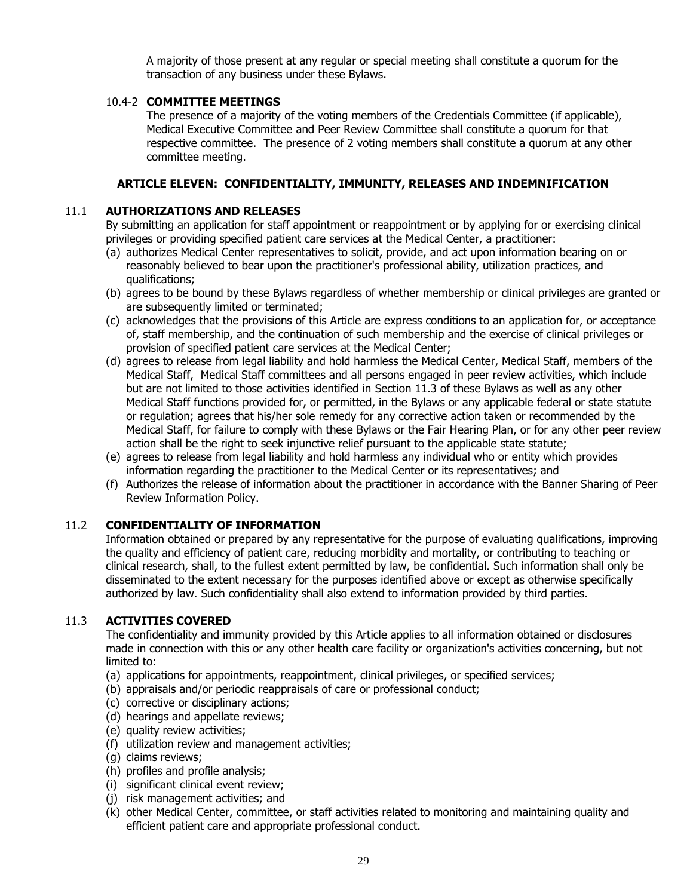A majority of those present at any regular or special meeting shall constitute a quorum for the transaction of any business under these Bylaws.

### 10.4-2 COMMITTEE MEETINGS

The presence of a majority of the voting members of the Credentials Committee (if applicable), Medical Executive Committee and Peer Review Committee shall constitute a quorum for that respective committee. The presence of 2 voting members shall constitute a quorum at any other committee meeting.

## ARTICLE ELEVEN: CONFIDENTIALITY, IMMUNITY, RELEASES AND INDEMNIFICATION

### 11.1 AUTHORIZATIONS AND RELEASES

By submitting an application for staff appointment or reappointment or by applying for or exercising clinical privileges or providing specified patient care services at the Medical Center, a practitioner:

(a) authorizes Medical Center representatives to solicit, provide, and act upon information bearing on or reasonably believed to bear upon the practitioner's professional ability, utilization practices, and qualifications;

(b) agrees to be bound by these Bylaws regardless of whether membership or clinical privileges are granted or are subsequently limited or terminated;

(c) acknowledges that the provisions of this Article are express conditions to an application for, or acceptance of, staff membership, and the continuation of such membership and the exercise of clinical privileges or provision of specified patient care services at the Medical Center;

(d) agrees to release from legal liability and hold harmless the Medical Center, Medical Staff, members of the Medical Staff, Medical Staff committees and all persons engaged in peer review activities, which include but are not limited to those activities identified in Section 11.3 of these Bylaws as well as any other Medical Staff functions provided for, or permitted, in the Bylaws or any applicable federal or state statute or regulation; agrees that his/her sole remedy for any corrective action taken or recommended by the Medical Staff, for failure to comply with these Bylaws or the Fair Hearing Plan, or for any other peer review action shall be the right to seek injunctive relief pursuant to the applicable state statute;

(e) agrees to release from legal liability and hold harmless any individual who or entity which provides information regarding the practitioner to the Medical Center or its representatives; and

(f) Authorizes the release of information about the practitioner in accordance with the Banner Sharing of Peer Review Information Policy.

### 11.2 CONFIDENTIALITY OF INFORMATION

Information obtained or prepared by any representative for the purpose of evaluating qualifications, improving the quality and efficiency of patient care, reducing morbidity and mortality, or contributing to teaching or clinical research, shall, to the fullest extent permitted by law, be confidential. Such information shall only be disseminated to the extent necessary for the purposes identified above or except as otherwise specifically authorized by law. Such confidentiality shall also extend to information provided by third parties.

### 11.3 ACTIVITIES COVERED

The confidentiality and immunity provided by this Article applies to all information obtained or disclosures made in connection with this or any other health care facility or organization's activities concerning, but not limited to:

(a) applications for appointments, reappointment, clinical privileges, or specified services;

(b) appraisals and/or periodic reappraisals of care or professional conduct;

(c) corrective or disciplinary actions;

(d) hearings and appellate reviews;

(e) quality review activities;

(f) utilization review and management activities;

(g) claims reviews;

(h) profiles and profile analysis;

(i) significant clinical event review;

(j) risk management activities; and

(k) other Medical Center, committee, or staff activities related to monitoring and maintaining quality and efficient patient care and appropriate professional conduct.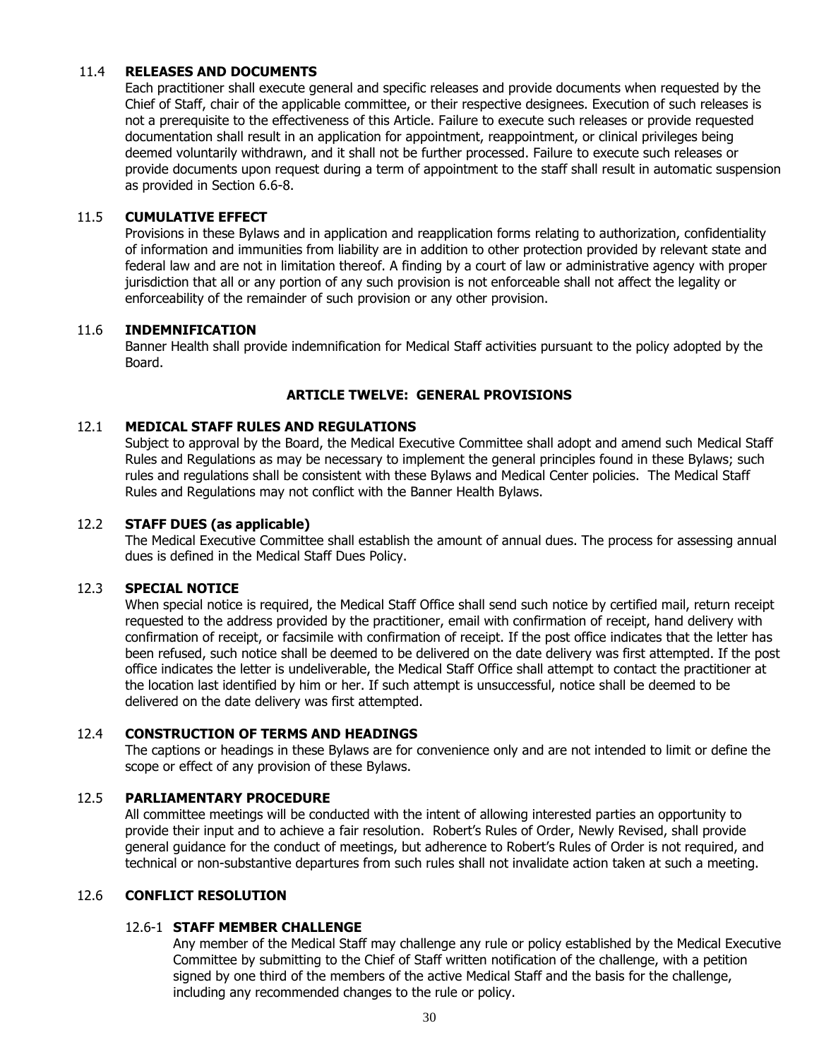### 11.4 RELEASES AND DOCUMENTS

Each practitioner shall execute general and specific releases and provide documents when requested by the Chief of Staff, chair of the applicable committee, or their respective designees. Execution of such releases is not a prerequisite to the effectiveness of this Article. Failure to execute such releases or provide requested documentation shall result in an application for appointment, reappointment, or clinical privileges being deemed voluntarily withdrawn, and it shall not be further processed. Failure to execute such releases or provide documents upon request during a term of appointment to the staff shall result in automatic suspension as provided in Section 6.6-8.

### 11.5 CUMULATIVE EFFECT

Provisions in these Bylaws and in application and reapplication forms relating to authorization, confidentiality of information and immunities from liability are in addition to other protection provided by relevant state and federal law and are not in limitation thereof. A finding by a court of law or administrative agency with proper jurisdiction that all or any portion of any such provision is not enforceable shall not affect the legality or enforceability of the remainder of such provision or any other provision.

### 11.6 INDEMNIFICATION

Banner Health shall provide indemnification for Medical Staff activities pursuant to the policy adopted by the Board.

## ARTICLE TWELVE: GENERAL PROVISIONS

### 12.1 MEDICAL STAFF RULES AND REGULATIONS

Subject to approval by the Board, the Medical Executive Committee shall adopt and amend such Medical Staff Rules and Regulations as may be necessary to implement the general principles found in these Bylaws; such rules and regulations shall be consistent with these Bylaws and Medical Center policies. The Medical Staff Rules and Regulations may not conflict with the Banner Health Bylaws.

### 12.2 STAFF DUES (as applicable)

The Medical Executive Committee shall establish the amount of annual dues. The process for assessing annual dues is defined in the Medical Staff Dues Policy.

### 12.3 SPECIAL NOTICE

When special notice is required, the Medical Staff Office shall send such notice by certified mail, return receipt requested to the address provided by the practitioner, email with confirmation of receipt, hand delivery with confirmation of receipt, or facsimile with confirmation of receipt. If the post office indicates that the letter has been refused, such notice shall be deemed to be delivered on the date delivery was first attempted. If the post office indicates the letter is undeliverable, the Medical Staff Office shall attempt to contact the practitioner at the location last identified by him or her. If such attempt is unsuccessful, notice shall be deemed to be delivered on the date delivery was first attempted.

### 12.4 CONSTRUCTION OF TERMS AND HEADINGS

The captions or headings in these Bylaws are for convenience only and are not intended to limit or define the scope or effect of any provision of these Bylaws.

### 12.5 PARLIAMENTARY PROCEDURE

All committee meetings will be conducted with the intent of allowing interested parties an opportunity to provide their input and to achieve a fair resolution. Robert's Rules of Order, Newly Revised, shall provide general guidance for the conduct of meetings, but adherence to Robert's Rules of Order is not required, and technical or non-substantive departures from such rules shall not invalidate action taken at such a meeting.

### 12.6 CONFLICT RESOLUTION

#### 12.6-1 STAFF MEMBER CHALLENGE

Any member of the Medical Staff may challenge any rule or policy established by the Medical Executive Committee by submitting to the Chief of Staff written notification of the challenge, with a petition signed by one third of the members of the active Medical Staff and the basis for the challenge, including any recommended changes to the rule or policy.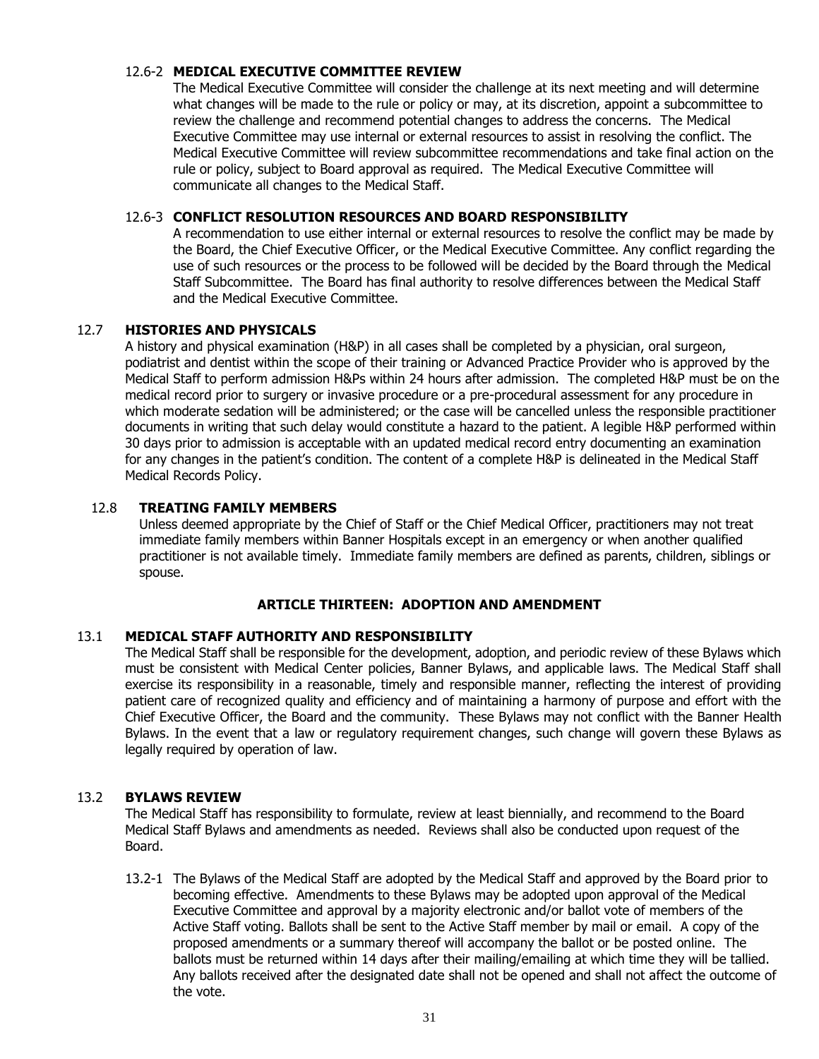#### 12.6-2 **MEDICAL EXECUTIVE COMMITTEE REVIEW**

The Medical Executive Committee will consider the challenge at its next meeting and will determine what changes will be made to the rule or policy or may, at its discretion, appoint a subcommittee to review the challenge and recommend potential changes to address the concerns. The Medical Executive Committee may use internal or external resources to assist in resolving the conflict. The Medical Executive Committee will review subcommittee recommendations and take final action on the rule or policy, subject to Board approval as required. The Medical Executive Committee will communicate all changes to the Medical Staff.

#### 12.6-3 **CONFLICT RESOLUTION RESOURCES AND BOARD RESPONSIBILITY**

A recommendation to use either internal or external resources to resolve the conflict may be made by the Board, the Chief Executive Officer, or the Medical Executive Committee. Any conflict regarding the use of such resources or the process to be followed will be decided by the Board through the Medical Staff Subcommittee. The Board has final authority to resolve differences between the Medical Staff and the Medical Executive Committee.

### 12.7 **HISTORIES AND PHYSICALS**

A history and physical examination (H&P) in all cases shall be completed by a physician, oral surgeon, podiatrist and dentist within the scope of their training or Advanced Practice Provider who is approved by the Medical Staff to perform admission H&Ps within 24 hours after admission. The completed H&P must be on the medical record prior to surgery or invasive procedure or a pre-procedural assessment for any procedure in which moderate sedation will be administered; or the case will be cancelled unless the responsible practitioner documents in writing that such delay would constitute a hazard to the patient. A legible H&P performed within 30 days prior to admission is acceptable with an updated medical record entry documenting an examination for any changes in the patient's condition. The content of a complete H&P is delineated in the Medical Staff Medical Records Policy.

### 12.8 **TREATING FAMILY MEMBERS**

Unless deemed appropriate by the Chief of Staff or the Chief Medical Officer, practitioners may not treat immediate family members within Banner Hospitals except in an emergency or when another qualified practitioner is not available timely. Immediate family members are defined as parents, children, siblings or spouse.

## ARTICLE THIRTEEN: ADOPTION AND AMENDMENT

### 13.1 **MEDICAL STAFF AUTHORITY AND RESPONSIBILITY**

The Medical Staff shall be responsible for the development, adoption, and periodic review of these Bylaws which must be consistent with Medical Center policies, Banner Bylaws, and applicable laws. The Medical Staff shall exercise its responsibility in a reasonable, timely and responsible manner, reflecting the interest of providing patient care of recognized quality and efficiency and of maintaining a harmony of purpose and effort with the Chief Executive Officer, the Board and the community. These Bylaws may not conflict with the Banner Health Bylaws. In the event that a law or regulatory requirement changes, such change will govern these Bylaws as legally required by operation of law.

### 13.2 **BYLAWS REVIEW**

The Medical Staff has responsibility to formulate, review at least biennially, and recommend to the Board Medical Staff Bylaws and amendments as needed. Reviews shall also be conducted upon request of the Board.

13.2-1 The Bylaws of the Medical Staff are adopted by the Medical Staff and approved by the Board prior to becoming effective. Amendments to these Bylaws may be adopted upon approval of the Medical Executive Committee and approval by a majority electronic and/or ballot vote of members of the Active Staff voting. Ballots shall be sent to the Active Staff member by mail or email. A copy of the proposed amendments or a summary thereof will accompany the ballot or be posted online. The ballots must be returned within 14 days after their mailing/emailing at which time they will be tallied. Any ballots received after the designated date shall not be opened and shall not affect the outcome of the vote.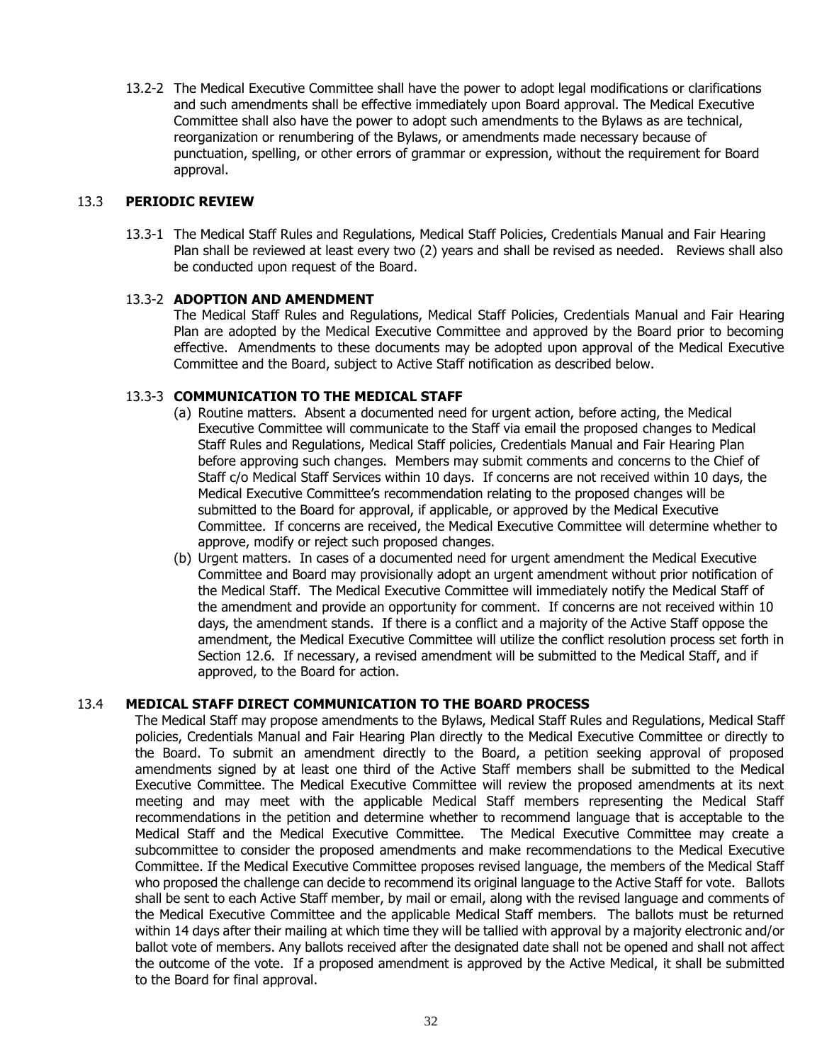13.2-2 The Medical Executive Committee shall have the power to adopt legal modifications or clarifications and such amendments shall be effective immediately upon Board approval. The Medical Executive Committee shall also have the power to adopt such amendments to the Bylaws as are technical, reorganization or renumbering of the Bylaws, or amendments made necessary because of punctuation, spelling, or other errors of grammar or expression, without the requirement for Board approval.

## 13.3 PERIODIC REVIEW

13.3-1 The Medical Staff Rules and Regulations, Medical Staff Policies, Credentials Manual and Fair Hearing Plan shall be reviewed at least every two (2) years and shall be revised as needed. Reviews shall also be conducted upon request of the Board.

### 13.3-2 ADOPTION AND AMENDMENT

The Medical Staff Rules and Regulations, Medical Staff Policies, Credentials Manual and Fair Hearing Plan are adopted by the Medical Executive Committee and approved by the Board prior to becoming effective. Amendments to these documents may be adopted upon approval of the Medical Executive Committee and the Board, subject to Active Staff notification as described below.

### 13.3-3 COMMUNICATION TO THE MEDICAL STAFF

(a) Routine matters. Absent a documented need for urgent action, before acting, the Medical Executive Committee will communicate to the Staff via email the proposed changes to Medical Staff Rules and Regulations, Medical Staff policies, Credentials Manual and Fair Hearing Plan before approving such changes. Members may submit comments and concerns to the Chief of Staff c/o Medical Staff Services within 10 days. If concerns are not received within 10 days, the Medical Executive Committee's recommendation relating to the proposed changes will be submitted to the Board for approval, if applicable, or approved by the Medical Executive Committee. If concerns are received, the Medical Executive Committee will determine whether to approve, modify or reject such proposed changes.

(b) Urgent matters. In cases of a documented need for urgent amendment the Medical Executive Committee and Board may provisionally adopt an urgent amendment without prior notification of the Medical Staff. The Medical Executive Committee will immediately notify the Medical Staff of the amendment and provide an opportunity for comment. If concerns are not received within 10 days, the amendment stands. If there is a conflict and a majority of the Active Staff oppose the amendment, the Medical Executive Committee will utilize the conflict resolution process set forth in Section 12.6. If necessary, a revised amendment will be submitted to the Medical Staff, and if approved, to the Board for action.

## 13.4 MEDICAL STAFF DIRECT COMMUNICATION TO THE BOARD PROCESS

The Medical Staff may propose amendments to the Bylaws, Medical Staff Rules and Regulations, Medical Staff policies, Credentials Manual and Fair Hearing Plan directly to the Medical Executive Committee or directly to the Board. To submit an amendment directly to the Board, a petition seeking approval of proposed amendments signed by at least one third of the Active Staff members shall be submitted to the Medical Executive Committee. The Medical Executive Committee will review the proposed amendments at its next meeting and may meet with the applicable Medical Staff members representing the Medical Staff recommendations in the petition and determine whether to recommend language that is acceptable to the Medical Staff and the Medical Executive Committee. The Medical Executive Committee may create a subcommittee to consider the proposed amendments and make recommendations to the Medical Executive Committee. If the Medical Executive Committee proposes revised language, the members of the Medical Staff who proposed the challenge can decide to recommend its original language to the Active Staff for vote. Ballots shall be sent to each Active Staff member, by mail or email, along with the revised language and comments of the Medical Executive Committee and the applicable Medical Staff members. The ballots must be returned within 14 days after their mailing at which time they will be tallied with approval by a majority electronic and/or ballot vote of members. Any ballots received after the designated date shall not be opened and shall not affect the outcome of the vote. If a proposed amendment is approved by the Active Medical, it shall be submitted to the Board for final approval.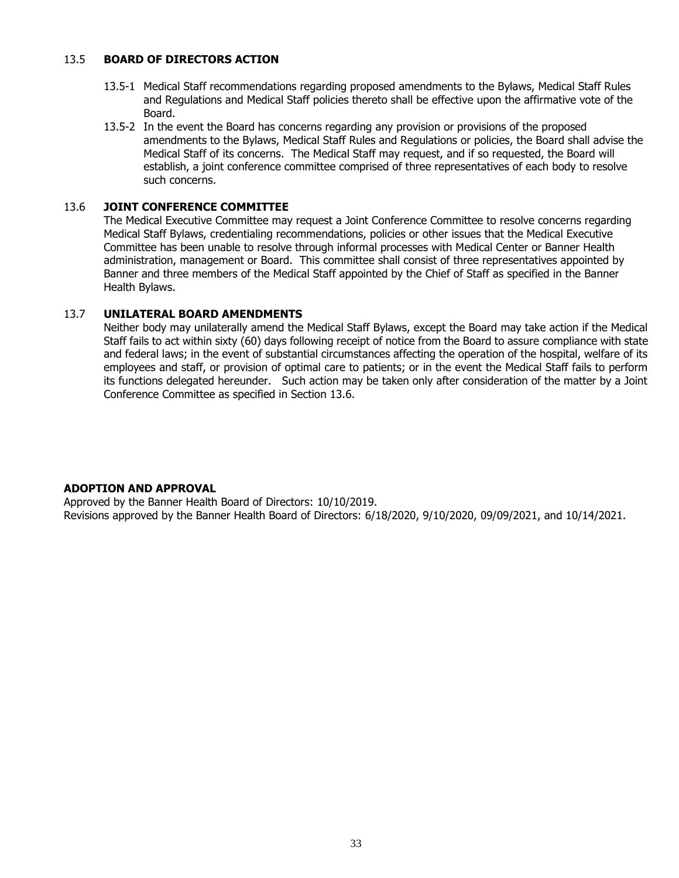### 13.5 **BOARD OF DIRECTORS ACTION**

13.5-1 Medical Staff recommendations regarding proposed amendments to the Bylaws, Medical Staff Rules and Regulations and Medical Staff policies thereto shall be effective upon the affirmative vote of the Board.

13.5-2 In the event the Board has concerns regarding any provision or provisions of the proposed amendments to the Bylaws, Medical Staff Rules and Regulations or policies, the Board shall advise the Medical Staff of its concerns. The Medical Staff may request, and if so requested, the Board will establish, a joint conference committee comprised of three representatives of each body to resolve such concerns.

### 13.6 **JOINT CONFERENCE COMMITTEE**

The Medical Executive Committee may request a Joint Conference Committee to resolve concerns regarding Medical Staff Bylaws, credentialing recommendations, policies or other issues that the Medical Executive Committee has been unable to resolve through informal processes with Medical Center or Banner Health administration, management or Board. This committee shall consist of three representatives appointed by Banner and three members of the Medical Staff appointed by the Chief of Staff as specified in the Banner Health Bylaws.

### 13.7 **UNILATERAL BOARD AMENDMENTS**

Neither body may unilaterally amend the Medical Staff Bylaws, except the Board may take action if the Medical Staff fails to act within sixty (60) days following receipt of notice from the Board to assure compliance with state and federal laws; in the event of substantial circumstances affecting the operation of the hospital, welfare of its employees and staff, or provision of optimal care to patients; or in the event the Medical Staff fails to perform its functions delegated hereunder. Such action may be taken only after consideration of the matter by a Joint Conference Committee as specified in Section 13.6.

**ADOPTION AND APPROVAL**

Approved by the Banner Health Board of Directors: 10/10/2019.

Revisions approved by the Banner Health Board of Directors: 6/18/2020, 9/10/2020, 09/09/2021, and 10/14/2021.